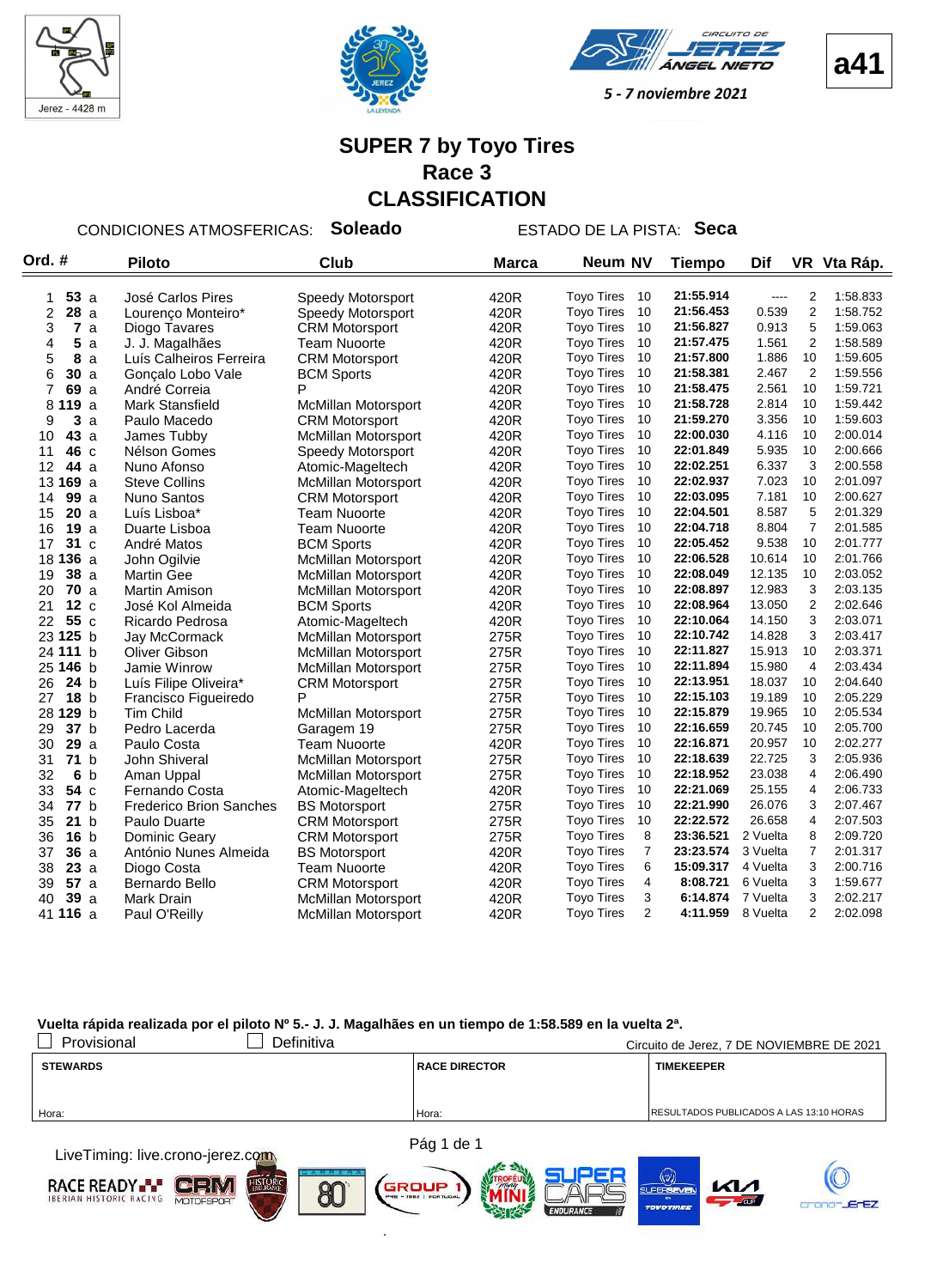Jerez - 4428 m

**a41**

5 - 7 noviembre 2021

# SUPER 7 by Toyo Tires
## Race 3
## CLASSIFICATION

CONDICIONES ATMOSFERICAS: **Soleado** ESTADO DE LA PISTA: **Seca**

| Ord. | # | | Piloto | Club | Marca | Neum | NV | Tiempo | Dif | VR | Vta Ráp. |
|---|---|---|---|---|---|---|---|---|---|---|---|
| 1 | 53 | a | José Carlos Pires | Speedy Motorsport | 420R | Toyo Tires | 10 | 21:55.914 | ---- | 2 | 1:58.833 |
| 2 | 28 | a | Lourenço Monteiro* | Speedy Motorsport | 420R | Toyo Tires | 10 | 21:56.453 | 0.539 | 2 | 1:58.752 |
| 3 | 7 | a | Diogo Tavares | CRM Motorsport | 420R | Toyo Tires | 10 | 21:56.827 | 0.913 | 5 | 1:59.063 |
| 4 | 5 | a | J. J. Magalhães | Team Nuoorte | 420R | Toyo Tires | 10 | 21:57.475 | 1.561 | 2 | 1:58.589 |
| 5 | 8 | a | Luís Calheiros Ferreira | CRM Motorsport | 420R | Toyo Tires | 10 | 21:57.800 | 1.886 | 10 | 1:59.605 |
| 6 | 30 | a | Gonçalo Lobo Vale | BCM Sports | 420R | Toyo Tires | 10 | 21:58.381 | 2.467 | 2 | 1:59.556 |
| 7 | 69 | a | André Correia | P | 420R | Toyo Tires | 10 | 21:58.475 | 2.561 | 10 | 1:59.721 |
| 8 | 119 | a | Mark Stansfield | McMillan Motorsport | 420R | Toyo Tires | 10 | 21:58.728 | 2.814 | 10 | 1:59.442 |
| 9 | 3 | a | Paulo Macedo | CRM Motorsport | 420R | Toyo Tires | 10 | 21:59.270 | 3.356 | 10 | 1:59.603 |
| 10 | 43 | a | James Tubby | McMillan Motorsport | 420R | Toyo Tires | 10 | 22:00.030 | 4.116 | 10 | 2:00.014 |
| 11 | 46 | c | Nélson Gomes | Speedy Motorsport | 420R | Toyo Tires | 10 | 22:01.849 | 5.935 | 10 | 2:00.666 |
| 12 | 44 | a | Nuno Afonso | Atomic-Mageltech | 420R | Toyo Tires | 10 | 22:02.251 | 6.337 | 3 | 2:00.558 |
| 13 | 169 | a | Steve Collins | McMillan Motorsport | 420R | Toyo Tires | 10 | 22:02.937 | 7.023 | 10 | 2:01.097 |
| 14 | 99 | a | Nuno Santos | CRM Motorsport | 420R | Toyo Tires | 10 | 22:03.095 | 7.181 | 10 | 2:00.627 |
| 15 | 20 | a | Luís Lisboa* | Team Nuoorte | 420R | Toyo Tires | 10 | 22:04.501 | 8.587 | 5 | 2:01.329 |
| 16 | 19 | a | Duarte Lisboa | Team Nuoorte | 420R | Toyo Tires | 10 | 22:04.718 | 8.804 | 7 | 2:01.585 |
| 17 | 31 | c | André Matos | BCM Sports | 420R | Toyo Tires | 10 | 22:05.452 | 9.538 | 10 | 2:01.777 |
| 18 | 136 | a | John Ogilvie | McMillan Motorsport | 420R | Toyo Tires | 10 | 22:06.528 | 10.614 | 10 | 2:01.766 |
| 19 | 38 | a | Martin Gee | McMillan Motorsport | 420R | Toyo Tires | 10 | 22:08.049 | 12.135 | 10 | 2:03.052 |
| 20 | 70 | a | Martin Amison | McMillan Motorsport | 420R | Toyo Tires | 10 | 22:08.897 | 12.983 | 3 | 2:03.135 |
| 21 | 12 | c | José Kol Almeida | BCM Sports | 420R | Toyo Tires | 10 | 22:08.964 | 13.050 | 2 | 2:02.646 |
| 22 | 55 | c | Ricardo Pedrosa | Atomic-Mageltech | 420R | Toyo Tires | 10 | 22:10.064 | 14.150 | 3 | 2:03.071 |
| 23 | 125 | b | Jay McCormack | McMillan Motorsport | 275R | Toyo Tires | 10 | 22:10.742 | 14.828 | 3 | 2:03.417 |
| 24 | 111 | b | Oliver Gibson | McMillan Motorsport | 275R | Toyo Tires | 10 | 22:11.827 | 15.913 | 10 | 2:03.371 |
| 25 | 146 | b | Jamie Winrow | McMillan Motorsport | 275R | Toyo Tires | 10 | 22:11.894 | 15.980 | 4 | 2:03.434 |
| 26 | 24 | b | Luís Filipe Oliveira* | CRM Motorsport | 275R | Toyo Tires | 10 | 22:13.951 | 18.037 | 10 | 2:04.640 |
| 27 | 18 | b | Francisco Figueiredo | P | 275R | Toyo Tires | 10 | 22:15.103 | 19.189 | 10 | 2:05.229 |
| 28 | 129 | b | Tim Child | McMillan Motorsport | 275R | Toyo Tires | 10 | 22:15.879 | 19.965 | 10 | 2:05.534 |
| 29 | 37 | b | Pedro Lacerda | Garagem 19 | 275R | Toyo Tires | 10 | 22:16.659 | 20.745 | 10 | 2:05.700 |
| 30 | 29 | a | Paulo Costa | Team Nuoorte | 420R | Toyo Tires | 10 | 22:16.871 | 20.957 | 10 | 2:02.277 |
| 31 | 71 | b | John Shiveral | McMillan Motorsport | 275R | Toyo Tires | 10 | 22:18.639 | 22.725 | 3 | 2:05.936 |
| 32 | 6 | b | Aman Uppal | McMillan Motorsport | 275R | Toyo Tires | 10 | 22:18.952 | 23.038 | 4 | 2:06.490 |
| 33 | 54 | c | Fernando Costa | Atomic-Mageltech | 420R | Toyo Tires | 10 | 22:21.069 | 25.155 | 4 | 2:06.733 |
| 34 | 77 | b | Frederico Brion Sanches | BS Motorsport | 275R | Toyo Tires | 10 | 22:21.990 | 26.076 | 3 | 2:07.467 |
| 35 | 21 | b | Paulo Duarte | CRM Motorsport | 275R | Toyo Tires | 10 | 22:22.572 | 26.658 | 4 | 2:07.503 |
| 36 | 16 | b | Dominic Geary | CRM Motorsport | 275R | Toyo Tires | 8 | 23:36.521 | 2 Vuelta | 8 | 2:09.720 |
| 37 | 36 | a | António Nunes Almeida | BS Motorsport | 420R | Toyo Tires | 7 | 23:23.574 | 3 Vuelta | 7 | 2:01.317 |
| 38 | 23 | a | Diogo Costa | Team Nuoorte | 420R | Toyo Tires | 6 | 15:09.317 | 4 Vuelta | 3 | 2:00.716 |
| 39 | 57 | a | Bernardo Bello | CRM Motorsport | 420R | Toyo Tires | 4 | 8:08.721 | 6 Vuelta | 3 | 1:59.677 |
| 40 | 39 | a | Mark Drain | McMillan Motorsport | 420R | Toyo Tires | 3 | 6:14.874 | 7 Vuelta | 3 | 2:02.217 |
| 41 | 116 | a | Paul O'Reilly | McMillan Motorsport | 420R | Toyo Tires | 2 | 4:11.959 | 8 Vuelta | 2 | 2:02.098 |

**Vuelta rápida realizada por el piloto Nº 5.- J. J. Magalhães en un tiempo de 1:58.589 en la vuelta 2ª.**

☐ Provisional ☐ Definitiva

Circuito de Jerez, 7 DE NOVIEMBRE DE 2021

| STEWARDS | RACE DIRECTOR | TIMEKEEPER |
|---|---|---|
| Hora: | Hora: | RESULTADOS PUBLICADOS A LAS 13:10 HORAS |

LiveTiming: live.crono-jerez.com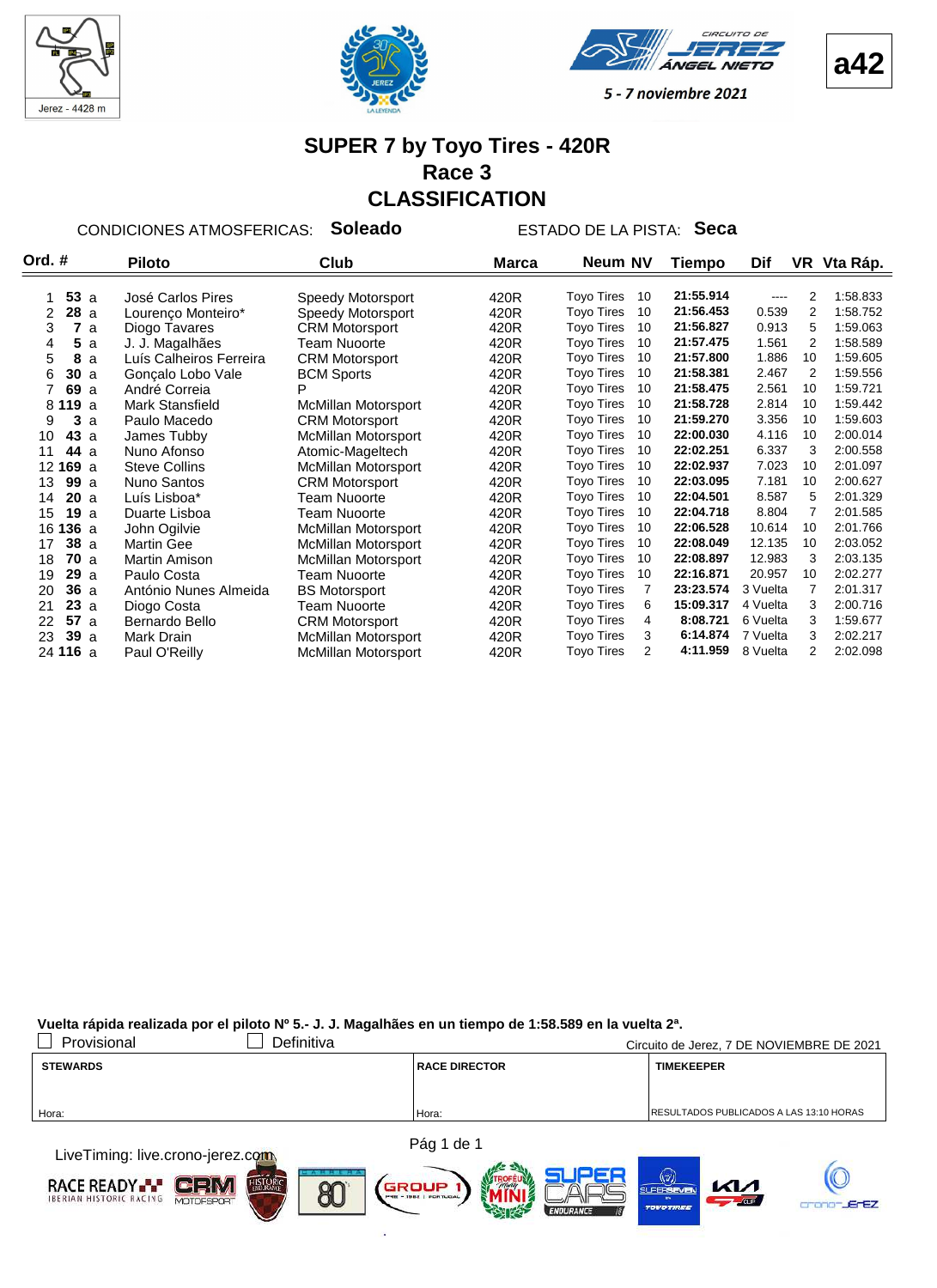a42

5 - 7 noviembre 2021

# SUPER 7 by Toyo Tires - 420R
## Race 3
## CLASSIFICATION

CONDICIONES ATMOSFERICAS: **Soleado** ESTADO DE LA PISTA: **Seca**

| Ord. | # | | Piloto | Club | Marca | Neum | NV | Tiempo | Dif | VR | Vta Ráp. |
|---|---|---|---|---|---|---|---|---|---|---|---|
| 1 | **53** | a | José Carlos Pires | Speedy Motorsport | 420R | Toyo Tires | 10 | **21:55.914** | ---- | 2 | 1:58.833 |
| 2 | **28** | a | Lourenço Monteiro* | Speedy Motorsport | 420R | Toyo Tires | 10 | **21:56.453** | 0.539 | 2 | 1:58.752 |
| 3 | **7** | a | Diogo Tavares | CRM Motorsport | 420R | Toyo Tires | 10 | **21:56.827** | 0.913 | 5 | 1:59.063 |
| 4 | **5** | a | J. J. Magalhães | Team Nuoorte | 420R | Toyo Tires | 10 | **21:57.475** | 1.561 | 2 | 1:58.589 |
| 5 | **8** | a | Luís Calheiros Ferreira | CRM Motorsport | 420R | Toyo Tires | 10 | **21:57.800** | 1.886 | 10 | 1:59.605 |
| 6 | **30** | a | Gonçalo Lobo Vale | BCM Sports | 420R | Toyo Tires | 10 | **21:58.381** | 2.467 | 2 | 1:59.556 |
| 7 | **69** | a | André Correia | P | 420R | Toyo Tires | 10 | **21:58.475** | 2.561 | 10 | 1:59.721 |
| 8 | **119** | a | Mark Stansfield | McMillan Motorsport | 420R | Toyo Tires | 10 | **21:58.728** | 2.814 | 10 | 1:59.442 |
| 9 | **3** | a | Paulo Macedo | CRM Motorsport | 420R | Toyo Tires | 10 | **21:59.270** | 3.356 | 10 | 1:59.603 |
| 10 | **43** | a | James Tubby | McMillan Motorsport | 420R | Toyo Tires | 10 | **22:00.030** | 4.116 | 10 | 2:00.014 |
| 11 | **44** | a | Nuno Afonso | Atomic-Mageltech | 420R | Toyo Tires | 10 | **22:02.251** | 6.337 | 3 | 2:00.558 |
| 12 | **169** | a | Steve Collins | McMillan Motorsport | 420R | Toyo Tires | 10 | **22:02.937** | 7.023 | 10 | 2:01.097 |
| 13 | **99** | a | Nuno Santos | CRM Motorsport | 420R | Toyo Tires | 10 | **22:03.095** | 7.181 | 10 | 2:00.627 |
| 14 | **20** | a | Luís Lisboa* | Team Nuoorte | 420R | Toyo Tires | 10 | **22:04.501** | 8.587 | 5 | 2:01.329 |
| 15 | **19** | a | Duarte Lisboa | Team Nuoorte | 420R | Toyo Tires | 10 | **22:04.718** | 8.804 | 7 | 2:01.585 |
| 16 | **136** | a | John Ogilvie | McMillan Motorsport | 420R | Toyo Tires | 10 | **22:06.528** | 10.614 | 10 | 2:01.766 |
| 17 | **38** | a | Martin Gee | McMillan Motorsport | 420R | Toyo Tires | 10 | **22:08.049** | 12.135 | 10 | 2:03.052 |
| 18 | **70** | a | Martin Amison | McMillan Motorsport | 420R | Toyo Tires | 10 | **22:08.897** | 12.983 | 3 | 2:03.135 |
| 19 | **29** | a | Paulo Costa | Team Nuoorte | 420R | Toyo Tires | 10 | **22:16.871** | 20.957 | 10 | 2:02.277 |
| 20 | **36** | a | António Nunes Almeida | BS Motorsport | 420R | Toyo Tires | 7 | **23:23.574** | 3 Vuelta | 7 | 2:01.317 |
| 21 | **23** | a | Diogo Costa | Team Nuoorte | 420R | Toyo Tires | 6 | **15:09.317** | 4 Vuelta | 3 | 2:00.716 |
| 22 | **57** | a | Bernardo Bello | CRM Motorsport | 420R | Toyo Tires | 4 | **8:08.721** | 6 Vuelta | 3 | 1:59.677 |
| 23 | **39** | a | Mark Drain | McMillan Motorsport | 420R | Toyo Tires | 3 | **6:14.874** | 7 Vuelta | 3 | 2:02.217 |
| 24 | **116** | a | Paul O'Reilly | McMillan Motorsport | 420R | Toyo Tires | 2 | **4:11.959** | 8 Vuelta | 2 | 2:02.098 |

**Vuelta rápida realizada por el piloto Nº 5.- J. J. Magalhães en un tiempo de 1:58.589 en la vuelta 2ª.**

☐ Provisional ☐ Definitiva

Circuito de Jerez, 7 DE NOVIEMBRE DE 2021

| STEWARDS | RACE DIRECTOR | TIMEKEEPER |
|---|---|---|
| Hora: | Hora: | RESULTADOS PUBLICADOS A LAS 13:10 HORAS |

LiveTiming: live.crono-jerez.com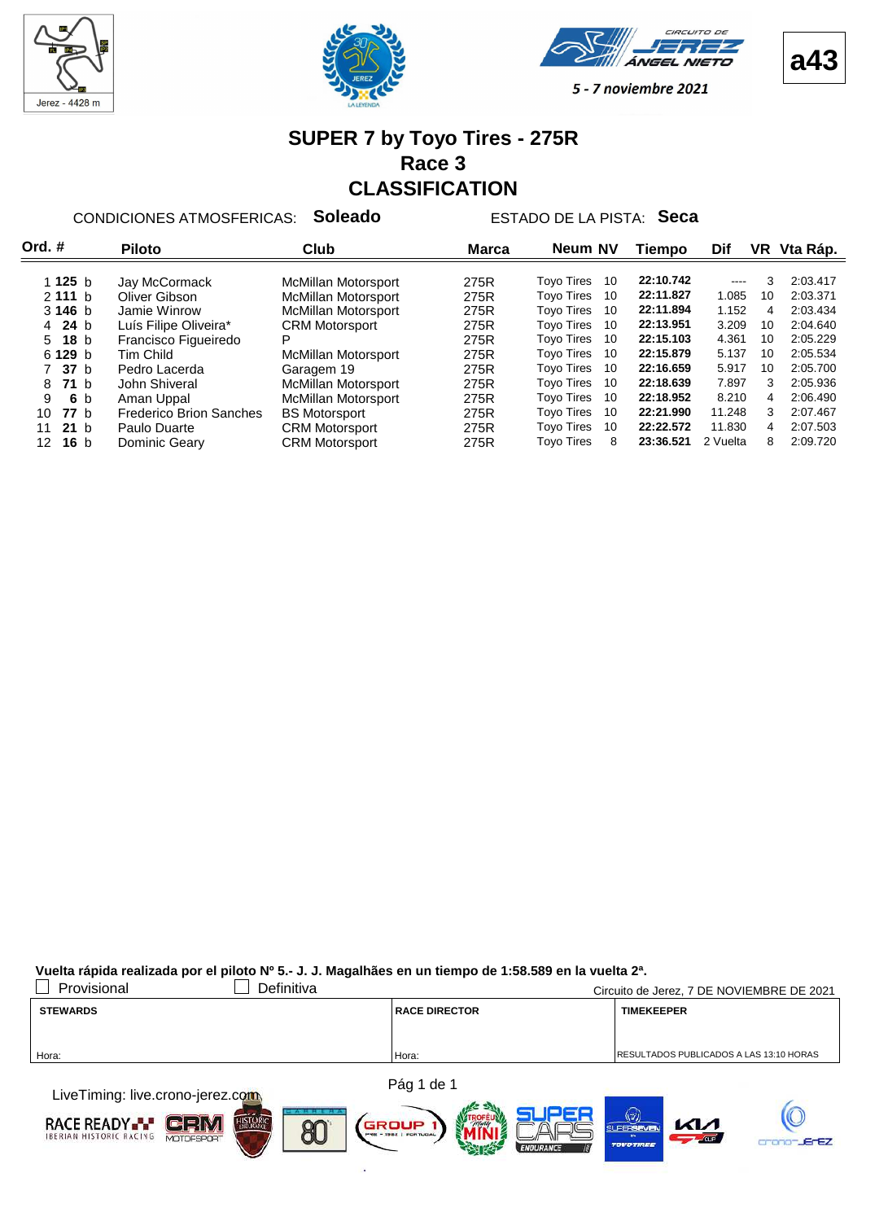a43

5 - 7 noviembre 2021

# SUPER 7 by Toyo Tires - 275R
## Race 3
## CLASSIFICATION

CONDICIONES ATMOSFERICAS: **Soleado** ESTADO DE LA PISTA: **Seca**

| Ord. | # | | Piloto | Club | Marca | Neum | NV | Tiempo | Dif | VR | Vta Ráp. |
|---|---|---|---|---|---|---|---|---|---|---|---|
| 1 | **125** | b | Jay McCormack | McMillan Motorsport | 275R | Toyo Tires | 10 | **22:10.742** | ---- | 3 | 2:03.417 |
| 2 | **111** | b | Oliver Gibson | McMillan Motorsport | 275R | Toyo Tires | 10 | **22:11.827** | 1.085 | 10 | 2:03.371 |
| 3 | **146** | b | Jamie Winrow | McMillan Motorsport | 275R | Toyo Tires | 10 | **22:11.894** | 1.152 | 4 | 2:03.434 |
| 4 | **24** | b | Luís Filipe Oliveira* | CRM Motorsport | 275R | Toyo Tires | 10 | **22:13.951** | 3.209 | 10 | 2:04.640 |
| 5 | **18** | b | Francisco Figueiredo | P | 275R | Toyo Tires | 10 | **22:15.103** | 4.361 | 10 | 2:05.229 |
| 6 | **129** | b | Tim Child | McMillan Motorsport | 275R | Toyo Tires | 10 | **22:15.879** | 5.137 | 10 | 2:05.534 |
| 7 | **37** | b | Pedro Lacerda | Garagem 19 | 275R | Toyo Tires | 10 | **22:16.659** | 5.917 | 10 | 2:05.700 |
| 8 | **71** | b | John Shiveral | McMillan Motorsport | 275R | Toyo Tires | 10 | **22:18.639** | 7.897 | 3 | 2:05.936 |
| 9 | **6** | b | Aman Uppal | McMillan Motorsport | 275R | Toyo Tires | 10 | **22:18.952** | 8.210 | 4 | 2:06.490 |
| 10 | **77** | b | Frederico Brion Sanches | BS Motorsport | 275R | Toyo Tires | 10 | **22:21.990** | 11.248 | 3 | 2:07.467 |
| 11 | **21** | b | Paulo Duarte | CRM Motorsport | 275R | Toyo Tires | 10 | **22:22.572** | 11.830 | 4 | 2:07.503 |
| 12 | **16** | b | Dominic Geary | CRM Motorsport | 275R | Toyo Tires | 8 | **23:36.521** | 2 Vuelta | 8 | 2:09.720 |

**Vuelta rápida realizada por el piloto Nº 5.- J. J. Magalhães en un tiempo de 1:58.589 en la vuelta 2ª.**

☐ Provisional ☐ Definitiva

Circuito de Jerez, 7 DE NOVIEMBRE DE 2021

| STEWARDS | RACE DIRECTOR | TIMEKEEPER |
|---|---|---|
| Hora: | Hora: | RESULTADOS PUBLICADOS A LAS 13:10 HORAS |

LiveTiming: live.crono-jerez.com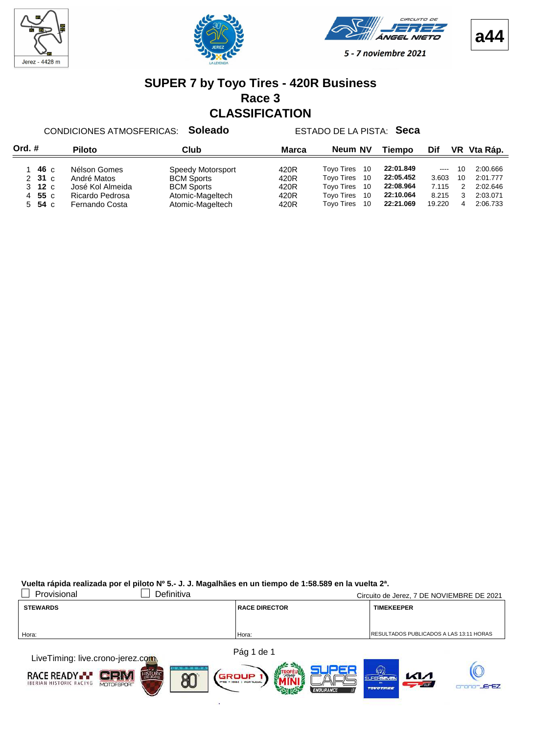5 - 7 noviembre 2021

**a44**

# SUPER 7 by Toyo Tires - 420R Business

## Race 3

## CLASSIFICATION

CONDICIONES ATMOSFERICAS: **Soleado** ESTADO DE LA PISTA: **Seca**

| Ord. | # | Piloto | Club | Marca | Neum | NV | Tiempo | Dif | VR | Vta Ráp. |
|---|---|---|---|---|---|---|---|---|---|---|
| 1 | **46** c | Nélson Gomes | Speedy Motorsport | 420R | Toyo Tires | 10 | **22:01.849** | ---- | 10 | 2:00.666 |
| 2 | **31** c | André Matos | BCM Sports | 420R | Toyo Tires | 10 | **22:05.452** | 3.603 | 10 | 2:01.777 |
| 3 | **12** c | José Kol Almeida | BCM Sports | 420R | Toyo Tires | 10 | **22:08.964** | 7.115 | 2 | 2:02.646 |
| 4 | **55** c | Ricardo Pedrosa | Atomic-Mageltech | 420R | Toyo Tires | 10 | **22:10.064** | 8.215 | 3 | 2:03.071 |
| 5 | **54** c | Fernando Costa | Atomic-Mageltech | 420R | Toyo Tires | 10 | **22:21.069** | 19.220 | 4 | 2:06.733 |

**Vuelta rápida realizada por el piloto Nº 5.- J. J. Magalhães en un tiempo de 1:58.589 en la vuelta 2ª.**

☐ Provisional ☐ Definitiva

Circuito de Jerez, 7 DE NOVIEMBRE DE 2021

| STEWARDS | RACE DIRECTOR | TIMEKEEPER |
|---|---|---|
| Hora: | Hora: | RESULTADOS PUBLICADOS A LAS 13:11 HORAS |

LiveTiming: live.crono-jerez.com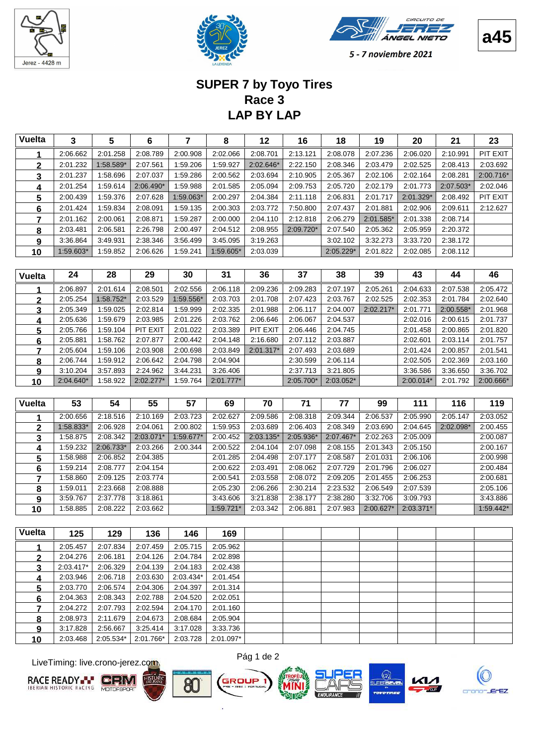a45

5 - 7 noviembre 2021

# SUPER 7 by Toyo Tires
## Race 3
## LAP BY LAP

| Vuelta | 3 | 5 | 6 | 7 | 8 | 12 | 16 | 18 | 19 | 20 | 21 | 23 |
|---|---|---|---|---|---|---|---|---|---|---|---|---|
| 1 | 2:06.662 | 2:01.258 | 2:08.789 | 2:00.908 | 2:02.066 | 2:08.701 | 2:13.121 | 2:08.078 | 2:07.236 | 2:06.020 | 2:10.991 | PIT EXIT |
| 2 | 2:01.232 | 1:58.589* | 2:07.561 | 1:59.206 | 1:59.927 | 2:02.646* | 2:22.150 | 2:08.346 | 2:03.479 | 2:02.525 | 2:08.413 | 2:03.692 |
| 3 | 2:01.237 | 1:58.696 | 2:07.037 | 1:59.286 | 2:00.562 | 2:03.694 | 2:10.905 | 2:05.367 | 2:02.106 | 2:02.164 | 2:08.281 | 2:00.716* |
| 4 | 2:01.254 | 1:59.614 | 2:06.490* | 1:59.988 | 2:01.585 | 2:05.094 | 2:09.753 | 2:05.720 | 2:02.179 | 2:01.773 | 2:07.503* | 2:02.046 |
| 5 | 2:00.439 | 1:59.376 | 2:07.628 | 1:59.063* | 2:00.297 | 2:04.384 | 2:11.118 | 2:06.831 | 2:01.717 | 2:01.329* | 2:08.492 | PIT EXIT |
| 6 | 2:01.424 | 1:59.834 | 2:08.091 | 1:59.135 | 2:00.303 | 2:03.772 | 7:50.800 | 2:07.437 | 2:01.881 | 2:02.906 | 2:09.611 | 2:12.627 |
| 7 | 2:01.162 | 2:00.061 | 2:08.871 | 1:59.287 | 2:00.000 | 2:04.110 | 2:12.818 | 2:06.279 | 2:01.585* | 2:01.338 | 2:08.714 | |
| 8 | 2:03.481 | 2:06.581 | 2:26.798 | 2:00.497 | 2:04.512 | 2:08.955 | 2:09.720* | 2:07.540 | 2:05.362 | 2:05.959 | 2:20.372 | |
| 9 | 3:36.864 | 3:49.931 | 2:38.346 | 3:56.499 | 3:45.095 | 3:19.263 | | 3:02.102 | 3:32.273 | 3:33.720 | 2:38.172 | |
| 10 | 1:59.603* | 1:59.852 | 2:06.626 | 1:59.241 | 1:59.605* | 2:03.039 | | 2:05.229* | 2:01.822 | 2:02.085 | 2:08.112 | |

| Vuelta | 24 | 28 | 29 | 30 | 31 | 36 | 37 | 38 | 39 | 43 | 44 | 46 |
|---|---|---|---|---|---|---|---|---|---|---|---|---|
| 1 | 2:06.897 | 2:01.614 | 2:08.501 | 2:02.556 | 2:06.118 | 2:09.236 | 2:09.283 | 2:07.197 | 2:05.261 | 2:04.633 | 2:07.538 | 2:05.472 |
| 2 | 2:05.254 | 1:58.752* | 2:03.529 | 1:59.556* | 2:03.703 | 2:01.708 | 2:07.423 | 2:03.767 | 2:02.525 | 2:02.353 | 2:01.784 | 2:02.640 |
| 3 | 2:05.349 | 1:59.025 | 2:02.814 | 1:59.999 | 2:02.335 | 2:01.988 | 2:06.117 | 2:04.007 | 2:02.217* | 2:01.771 | 2:00.558* | 2:01.968 |
| 4 | 2:05.636 | 1:59.679 | 2:03.985 | 2:01.226 | 2:03.762 | 2:06.646 | 2:06.067 | 2:04.537 | | 2:02.016 | 2:00.615 | 2:01.737 |
| 5 | 2:05.766 | 1:59.104 | PIT EXIT | 2:01.022 | 2:03.389 | PIT EXIT | 2:06.446 | 2:04.745 | | 2:01.458 | 2:00.865 | 2:01.820 |
| 6 | 2:05.881 | 1:58.762 | 2:07.877 | 2:00.442 | 2:04.148 | 2:16.680 | 2:07.112 | 2:03.887 | | 2:02.601 | 2:03.114 | 2:01.757 |
| 7 | 2:05.604 | 1:59.106 | 2:03.908 | 2:00.698 | 2:03.849 | 2:01.317* | 2:07.493 | 2:03.689 | | 2:01.424 | 2:00.857 | 2:01.541 |
| 8 | 2:06.744 | 1:59.912 | 2:06.642 | 2:04.798 | 2:04.904 | | 2:30.599 | 2:06.114 | | 2:02.505 | 2:02.369 | 2:03.160 |
| 9 | 3:10.204 | 3:57.893 | 2:24.962 | 3:44.231 | 3:26.406 | | 2:37.713 | 3:21.805 | | 3:36.586 | 3:36.650 | 3:36.702 |
| 10 | 2:04.640* | 1:58.922 | 2:02.277* | 1:59.764 | 2:01.777* | | 2:05.700* | 2:03.052* | | 2:00.014* | 2:01.792 | 2:00.666* |

| Vuelta | 53 | 54 | 55 | 57 | 69 | 70 | 71 | 77 | 99 | 111 | 116 | 119 |
|---|---|---|---|---|---|---|---|---|---|---|---|---|
| 1 | 2:00.656 | 2:18.516 | 2:10.169 | 2:03.723 | 2:02.627 | 2:09.586 | 2:08.318 | 2:09.344 | 2:06.537 | 2:05.990 | 2:05.147 | 2:03.052 |
| 2 | 1:58.833* | 2:06.928 | 2:04.061 | 2:00.802 | 1:59.953 | 2:03.689 | 2:06.403 | 2:08.349 | 2:03.690 | 2:04.645 | 2:02.098* | 2:00.455 |
| 3 | 1:58.875 | 2:08.342 | 2:03.071* | 1:59.677* | 2:00.452 | 2:03.135* | 2:05.936* | 2:07.467* | 2:02.263 | 2:05.009 | | 2:00.087 |
| 4 | 1:59.232 | 2:06.733* | 2:03.266 | 2:00.344 | 2:00.522 | 2:04.104 | 2:07.098 | 2:08.155 | 2:01.343 | 2:05.150 | | 2:00.167 |
| 5 | 1:58.988 | 2:06.852 | 2:04.385 | | 2:01.285 | 2:04.498 | 2:07.177 | 2:08.587 | 2:01.031 | 2:06.106 | | 2:00.998 |
| 6 | 1:59.214 | 2:08.777 | 2:04.154 | | 2:00.622 | 2:03.491 | 2:08.062 | 2:07.729 | 2:01.796 | 2:06.027 | | 2:00.484 |
| 7 | 1:58.860 | 2:09.125 | 2:03.774 | | 2:00.541 | 2:03.558 | 2:08.072 | 2:09.205 | 2:01.455 | 2:06.253 | | 2:00.681 |
| 8 | 1:59.011 | 2:23.668 | 2:08.888 | | 2:05.230 | 2:06.266 | 2:30.214 | 2:23.532 | 2:06.549 | 2:07.539 | | 2:05.106 |
| 9 | 3:59.767 | 2:37.778 | 3:18.861 | | 3:43.606 | 3:21.838 | 2:38.177 | 2:38.280 | 3:32.706 | 3:09.793 | | 3:43.886 |
| 10 | 1:58.885 | 2:08.222 | 2:03.662 | | 1:59.721* | 2:03.342 | 2:06.881 | 2:07.983 | 2:00.627* | 2:03.371* | | 1:59.442* |

| Vuelta | 125 | 129 | 136 | 146 | 169 |
|---|---|---|---|---|---|
| 1 | 2:05.457 | 2:07.834 | 2:07.459 | 2:05.715 | 2:05.962 |
| 2 | 2:04.276 | 2:06.181 | 2:04.126 | 2:04.784 | 2:02.898 |
| 3 | 2:03.417* | 2:06.329 | 2:04.139 | 2:04.183 | 2:02.438 |
| 4 | 2:03.946 | 2:06.718 | 2:03.630 | 2:03.434* | 2:01.454 |
| 5 | 2:03.770 | 2:06.574 | 2:04.306 | 2:04.397 | 2:01.314 |
| 6 | 2:04.363 | 2:08.343 | 2:02.788 | 2:04.520 | 2:02.051 |
| 7 | 2:04.272 | 2:07.793 | 2:02.594 | 2:04.170 | 2:01.160 |
| 8 | 2:08.973 | 2:11.679 | 2:04.673 | 2:08.684 | 2:05.904 |
| 9 | 3:17.828 | 2:56.667 | 3:25.414 | 3:17.028 | 3:33.736 |
| 10 | 2:03.468 | 2:05.534* | 2:01.766* | 2:03.728 | 2:01.097* |

LiveTiming: live.crono-jerez.com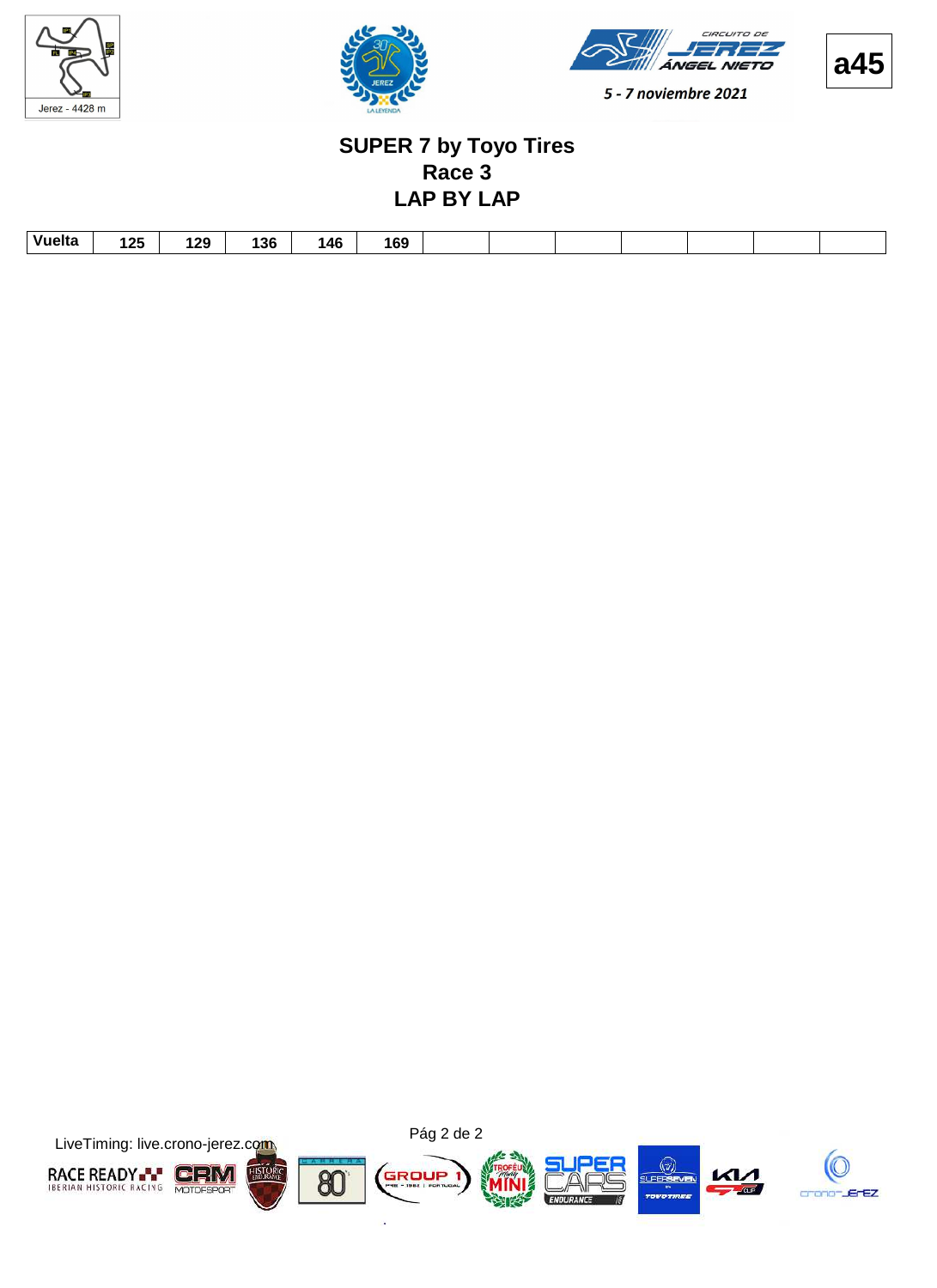**a45**

5 - 7 noviembre 2021

# SUPER 7 by Toyo Tires
## Race 3
## LAP BY LAP

| Vuelta | 125 | 129 | 136 | 146 | 169 | | | | | | | |
|---|---|---|---|---|---|---|---|---|---|---|---|---|

LiveTiming: live.crono-jerez.com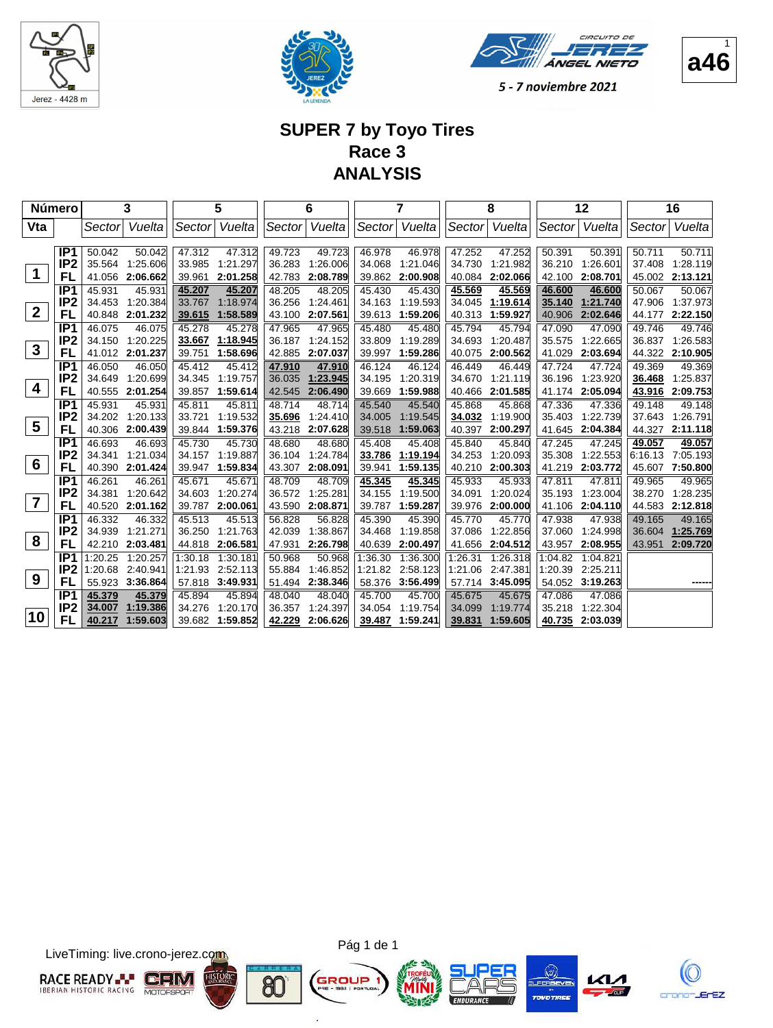Jerez - 4428 m

5 - 7 noviembre 2021

a46

# SUPER 7 by Toyo Tires
## Race 3
## ANALYSIS

| Número | | 3 | | 5 | | 6 | | 7 | | 8 | | 12 | | 16 | |
|---|---|---|---|---|---|---|---|---|---|---|---|---|---|---|---|
| Vta | | Sector | Vuelta | Sector | Vuelta | Sector | Vuelta | Sector | Vuelta | Sector | Vuelta | Sector | Vuelta | Sector | Vuelta |
| 1 | IP1 | 50.042 | 50.042 | 47.312 | 47.312 | 49.723 | 49.723 | 46.978 | 46.978 | 47.252 | 47.252 | 50.391 | 50.391 | 50.711 | 50.711 |
| | IP2 | 35.564 | 1:25.606 | 33.985 | 1:21.297 | 36.283 | 1:26.006 | 34.068 | 1:21.046 | 34.730 | 1:21.982 | 36.210 | 1:26.601 | 37.408 | 1:28.119 |
| | FL | 41.056 | **2:06.662** | 39.961 | **2:01.258** | 42.783 | **2:08.789** | 39.862 | **2:00.908** | 40.084 | **2:02.066** | 42.100 | **2:08.701** | 45.002 | **2:13.121** |
| 2 | IP1 | 45.931 | 45.931 | 45.207 | 45.207 | 48.205 | 48.205 | 45.430 | 45.430 | 45.569 | 45.569 | 46.600 | 46.600 | 50.067 | 50.067 |
| | IP2 | 34.453 | 1:20.384 | 33.767 | 1:18.974 | 36.256 | 1:24.461 | 34.163 | 1:19.593 | 34.045 | 1:19.614 | 35.140 | 1:21.740 | 47.906 | 1:37.973 |
| | FL | 40.848 | **2:01.232** | 39.615 | **1:58.589** | 43.100 | **2:07.561** | 39.613 | **1:59.206** | 40.313 | **1:59.927** | 40.906 | **2:02.646** | 44.177 | **2:22.150** |
| 3 | IP1 | 46.075 | 46.075 | 45.278 | 45.278 | 47.965 | 47.965 | 45.480 | 45.480 | 45.794 | 45.794 | 47.090 | 47.090 | 49.746 | 49.746 |
| | IP2 | 34.150 | 1:20.225 | 33.667 | 1:18.945 | 36.187 | 1:24.152 | 33.809 | 1:19.289 | 34.693 | 1:20.487 | 35.575 | 1:22.665 | 36.837 | 1:26.583 |
| | FL | 41.012 | **2:01.237** | 39.751 | **1:58.696** | 42.885 | **2:07.037** | 39.997 | **1:59.286** | 40.075 | **2:00.562** | 41.029 | **2:03.694** | 44.322 | **2:10.905** |
| 4 | IP1 | 46.050 | 46.050 | 45.412 | 45.412 | 47.910 | 47.910 | 46.124 | 46.124 | 46.449 | 46.449 | 47.724 | 47.724 | 49.369 | 49.369 |
| | IP2 | 34.649 | 1:20.699 | 34.345 | 1:19.757 | 36.035 | 1:23.945 | 34.195 | 1:20.319 | 34.670 | 1:21.119 | 36.196 | 1:23.920 | 36.468 | 1:25.837 |
| | FL | 40.555 | **2:01.254** | 39.857 | **1:59.614** | 42.545 | **2:06.490** | 39.669 | **1:59.988** | 40.466 | **2:01.585** | 41.174 | **2:05.094** | 43.916 | **2:09.753** |
| 5 | IP1 | 45.931 | 45.931 | 45.811 | 45.811 | 48.714 | 48.714 | 45.540 | 45.540 | 45.868 | 45.868 | 47.336 | 47.336 | 49.148 | 49.148 |
| | IP2 | 34.202 | 1:20.133 | 33.721 | 1:19.532 | 35.696 | 1:24.410 | 34.005 | 1:19.545 | 34.032 | 1:19.900 | 35.403 | 1:22.739 | 37.643 | 1:26.791 |
| | FL | 40.306 | **2:00.439** | 39.844 | **1:59.376** | 43.218 | **2:07.628** | 39.518 | **1:59.063** | 40.397 | **2:00.297** | 41.645 | **2:04.384** | 44.327 | **2:11.118** |
| 6 | IP1 | 46.693 | 46.693 | 45.730 | 45.730 | 48.680 | 48.680 | 45.408 | 45.408 | 45.840 | 45.840 | 47.245 | 47.245 | 49.057 | 49.057 |
| | IP2 | 34.341 | 1:21.034 | 34.157 | 1:19.887 | 36.104 | 1:24.784 | 33.786 | 1:19.194 | 34.253 | 1:20.093 | 35.308 | 1:22.553 | 6:16.13 | 7:05.193 |
| | FL | 40.390 | **2:01.424** | 39.947 | **1:59.834** | 43.307 | **2:08.091** | 39.941 | **1:59.135** | 40.210 | **2:00.303** | 41.219 | **2:03.772** | 45.607 | **7:50.800** |
| 7 | IP1 | 46.261 | 46.261 | 45.671 | 45.671 | 48.709 | 48.709 | 45.345 | 45.345 | 45.933 | 45.933 | 47.811 | 47.811 | 49.965 | 49.965 |
| | IP2 | 34.381 | 1:20.642 | 34.603 | 1:20.274 | 36.572 | 1:25.281 | 34.155 | 1:19.500 | 34.091 | 1:20.024 | 35.193 | 1:23.004 | 38.270 | 1:28.235 |
| | FL | 40.520 | **2:01.162** | 39.787 | **2:00.061** | 43.590 | **2:08.871** | 39.787 | **1:59.287** | 39.976 | **2:00.000** | 41.106 | **2:04.110** | 44.583 | **2:12.818** |
| 8 | IP1 | 46.332 | 46.332 | 45.513 | 45.513 | 56.828 | 56.828 | 45.390 | 45.390 | 45.770 | 45.770 | 47.938 | 47.938 | 49.165 | 49.165 |
| | IP2 | 34.939 | 1:21.271 | 36.250 | 1:21.763 | 42.039 | 1:38.867 | 34.468 | 1:19.858 | 37.086 | 1:22.856 | 37.060 | 1:24.998 | 36.604 | 1:25.769 |
| | FL | 42.210 | **2:03.481** | 44.818 | **2:06.581** | 47.931 | **2:26.798** | 40.639 | **2:00.497** | 41.656 | **2:04.512** | 43.957 | **2:08.955** | 43.951 | **2:09.720** |
| 9 | IP1 | 1:20.25 | 1:20.257 | 1:30.18 | 1:30.181 | 50.968 | 50.968 | 1:36.30 | 1:36.300 | 1:26.31 | 1:26.318 | 1:04.82 | 1:04.821 | | |
| | IP2 | 1:20.68 | 2:40.941 | 1:21.93 | 2:52.113 | 55.884 | 1:46.852 | 1:21.82 | 2:58.123 | 1:21.06 | 2:47.381 | 1:20.39 | 2:25.211 | | |
| | FL | 55.923 | **3:36.864** | 57.818 | **3:49.931** | 51.494 | **2:38.346** | 58.376 | **3:56.499** | 57.714 | **3:45.095** | 54.052 | **3:19.263** | | ------ |
| 10 | IP1 | 45.379 | 45.379 | 45.894 | 45.894 | 48.040 | 48.040 | 45.700 | 45.700 | 45.675 | 45.675 | 47.086 | 47.086 | | |
| | IP2 | 34.007 | 1:19.386 | 34.276 | 1:20.170 | 36.357 | 1:24.397 | 34.054 | 1:19.754 | 34.099 | 1:19.774 | 35.218 | 1:22.304 | | |
| | FL | 40.217 | **1:59.603** | 39.682 | **1:59.852** | 42.229 | **2:06.626** | 39.487 | **1:59.241** | 39.831 | **1:59.605** | 40.735 | **2:03.039** | | |

LiveTiming: live.crono-jerez.com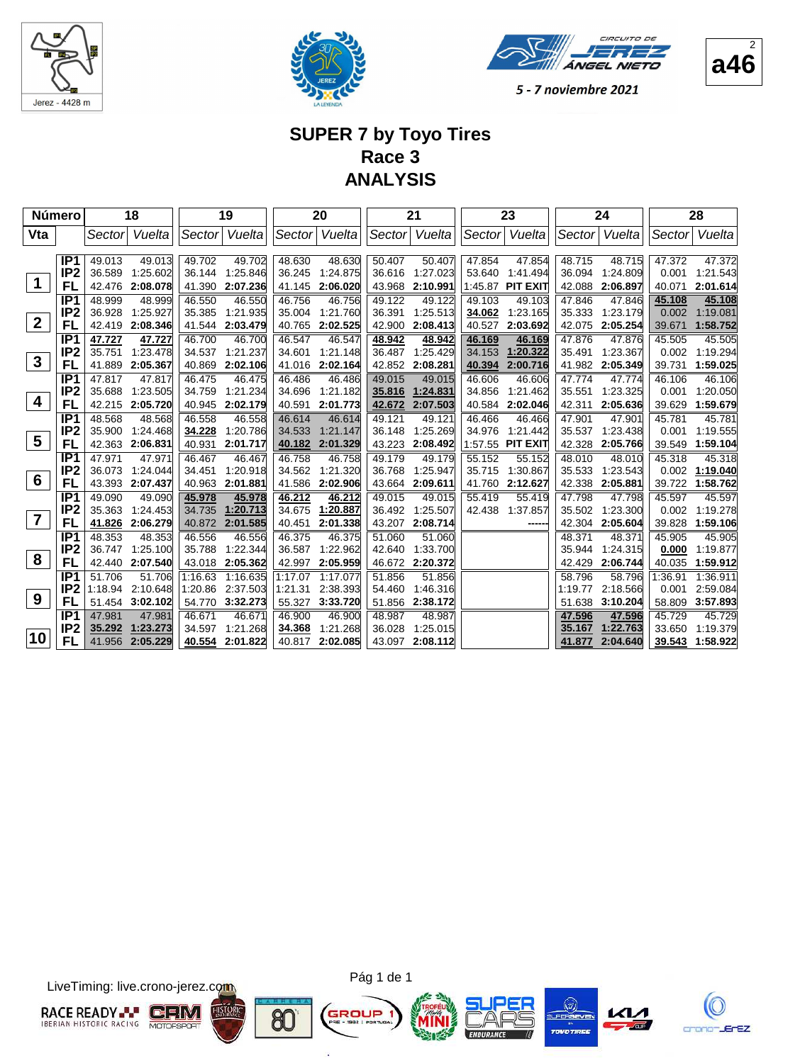Jerez - 4428 m

CIRCUITO DE JEREZ ÁNGEL NIETO

5 - 7 noviembre 2021

a46

# SUPER 7 by Toyo Tires
## Race 3
## ANALYSIS

| Número | | 18 | | 19 | | 20 | | 21 | | 23 | | 24 | | 28 | |
|---|---|---|---|---|---|---|---|---|---|---|---|---|---|---|---|
| Vta | | Sector | Vuelta | Sector | Vuelta | Sector | Vuelta | Sector | Vuelta | Sector | Vuelta | Sector | Vuelta | Sector | Vuelta |
| 1 | IP1 | 49.013 | 49.013 | 49.702 | 49.702 | 48.630 | 48.630 | 50.407 | 50.407 | 47.854 | 47.854 | 48.715 | 48.715 | 47.372 | 47.372 |
| | IP2 | 36.589 | 1:25.602 | 36.144 | 1:25.846 | 36.245 | 1:24.875 | 36.616 | 1:27.023 | 53.640 | 1:41.494 | 36.094 | 1:24.809 | 0.001 | 1:21.543 |
| | FL | 42.476 | **2:08.078** | 41.390 | **2:07.236** | 41.145 | **2:06.020** | 43.968 | **2:10.991** | 1:45.87 | **PIT EXIT** | 42.088 | **2:06.897** | 40.071 | **2:01.614** |
| 2 | IP1 | 48.999 | 48.999 | 46.550 | 46.550 | 46.756 | 46.756 | 49.122 | 49.122 | 49.103 | 49.103 | 47.846 | 47.846 | **45.108** | **45.108** |
| | IP2 | 36.928 | 1:25.927 | 35.385 | 1:21.935 | 35.004 | 1:21.760 | 36.391 | 1:25.513 | **34.062** | 1:23.165 | 35.333 | 1:23.179 | 0.002 | 1:19.081 |
| | FL | 42.419 | **2:08.346** | 41.544 | **2:03.479** | 40.765 | **2:02.525** | 42.900 | **2:08.413** | 40.527 | **2:03.692** | 42.075 | **2:05.254** | 39.671 | **1:58.752** |
| 3 | IP1 | **47.727** | **47.727** | 46.700 | 46.700 | 46.547 | 46.547 | **48.942** | **48.942** | **46.169** | **46.169** | 47.876 | 47.876 | 45.505 | 45.505 |
| | IP2 | 35.751 | 1:23.478 | 34.537 | 1:21.237 | 34.601 | 1:21.148 | 36.487 | 1:25.429 | 34.153 | **1:20.322** | 35.491 | 1:23.367 | 0.002 | 1:19.294 |
| | FL | 41.889 | **2:05.367** | 40.869 | **2:02.106** | 41.016 | **2:02.164** | 42.852 | **2:08.281** | **40.394** | **2:00.716** | 41.982 | **2:05.349** | 39.731 | **1:59.025** |
| 4 | IP1 | 47.817 | 47.817 | 46.475 | 46.475 | 46.486 | 46.486 | 49.015 | 49.015 | 46.606 | 46.606 | 47.774 | 47.774 | 46.106 | 46.106 |
| | IP2 | 35.688 | 1:23.505 | 34.759 | 1:21.234 | 34.696 | 1:21.182 | **35.816** | **1:24.831** | 34.856 | 1:21.462 | 35.551 | 1:23.325 | 0.001 | 1:20.050 |
| | FL | 42.215 | **2:05.720** | 40.945 | **2:02.179** | 40.591 | **2:01.773** | **42.672** | **2:07.503** | 40.584 | **2:02.046** | 42.311 | **2:05.636** | 39.629 | **1:59.679** |
| 5 | IP1 | 48.568 | 48.568 | 46.558 | 46.558 | 46.614 | 46.614 | 49.121 | 49.121 | 46.466 | 46.466 | 47.901 | 47.901 | 45.781 | 45.781 |
| | IP2 | 35.900 | 1:24.468 | **34.228** | 1:20.786 | 34.533 | 1:21.147 | 36.148 | 1:25.269 | 34.976 | 1:21.442 | 35.537 | 1:23.438 | 0.001 | 1:19.555 |
| | FL | 42.363 | **2:06.831** | 40.931 | **2:01.717** | **40.182** | **2:01.329** | 43.223 | **2:08.492** | 1:57.55 | **PIT EXIT** | 42.328 | **2:05.766** | 39.549 | **1:59.104** |
| 6 | IP1 | 47.971 | 47.971 | 46.467 | 46.467 | 46.758 | 46.758 | 49.179 | 49.179 | 55.152 | 55.152 | 48.010 | 48.010 | 45.318 | 45.318 |
| | IP2 | 36.073 | 1:24.044 | 34.451 | 1:20.918 | 34.562 | 1:21.320 | 36.768 | 1:25.947 | 35.715 | 1:30.867 | 35.533 | 1:23.543 | 0.002 | **1:19.040** |
| | FL | 43.393 | **2:07.437** | 40.963 | **2:01.881** | 41.586 | **2:02.906** | 43.664 | **2:09.611** | 41.760 | **2:12.627** | 42.338 | **2:05.881** | 39.722 | **1:58.762** |
| 7 | IP1 | 49.090 | 49.090 | **45.978** | **45.978** | **46.212** | **46.212** | 49.015 | 49.015 | 55.419 | 55.419 | 47.798 | 47.798 | 45.597 | 45.597 |
| | IP2 | 35.363 | 1:24.453 | 34.735 | **1:20.713** | 34.675 | **1:20.887** | 36.492 | 1:25.507 | 42.438 | 1:37.857 | 35.502 | 1:23.300 | 0.002 | 1:19.278 |
| | FL | **41.826** | **2:06.279** | 40.872 | **2:01.585** | 40.451 | **2:01.338** | 43.207 | **2:08.714** | | ------ | 42.304 | **2:05.604** | 39.828 | **1:59.106** |
| 8 | IP1 | 48.353 | 48.353 | 46.556 | 46.556 | 46.375 | 46.375 | 51.060 | 51.060 | | | 48.371 | 48.371 | 45.905 | 45.905 |
| | IP2 | 36.747 | 1:25.100 | 35.788 | 1:22.344 | 36.587 | 1:22.962 | 42.640 | 1:33.700 | | | 35.944 | 1:24.315 | **0.000** | 1:19.877 |
| | FL | 42.440 | **2:07.540** | 43.018 | **2:05.362** | 42.997 | **2:05.959** | 46.672 | **2:20.372** | | | 42.429 | **2:06.744** | 40.035 | **1:59.912** |
| 9 | IP1 | 51.706 | 51.706 | 1:16.63 | 1:16.635 | 1:17.07 | 1:17.077 | 51.856 | 51.856 | | | 58.796 | 58.796 | 1:36.91 | 1:36.911 |
| | IP2 | 1:18.94 | 2:10.648 | 1:20.86 | 2:37.503 | 1:21.31 | 2:38.393 | 54.460 | 1:46.316 | | | 1:19.77 | 2:18.566 | 0.001 | 2:59.084 |
| | FL | 51.454 | **3:02.102** | 54.770 | **3:32.273** | 55.327 | **3:33.720** | 51.856 | **2:38.172** | | | 51.638 | **3:10.204** | 58.809 | **3:57.893** |
| 10 | IP1 | 47.981 | 47.981 | 46.671 | 46.671 | 46.900 | 46.900 | 48.987 | 48.987 | | | **47.596** | **47.596** | 45.729 | 45.729 |
| | IP2 | **35.292** | **1:23.273** | 34.597 | 1:21.268 | **34.368** | 1:21.268 | 36.028 | 1:25.015 | | | **35.167** | **1:22.763** | 33.650 | 1:19.379 |
| | FL | 41.956 | **2:05.229** | **40.554** | **2:01.822** | 40.817 | **2:02.085** | 43.097 | **2:08.112** | | | **41.877** | **2:04.640** | **39.543** | **1:58.922** |

LiveTiming: live.crono-jerez.com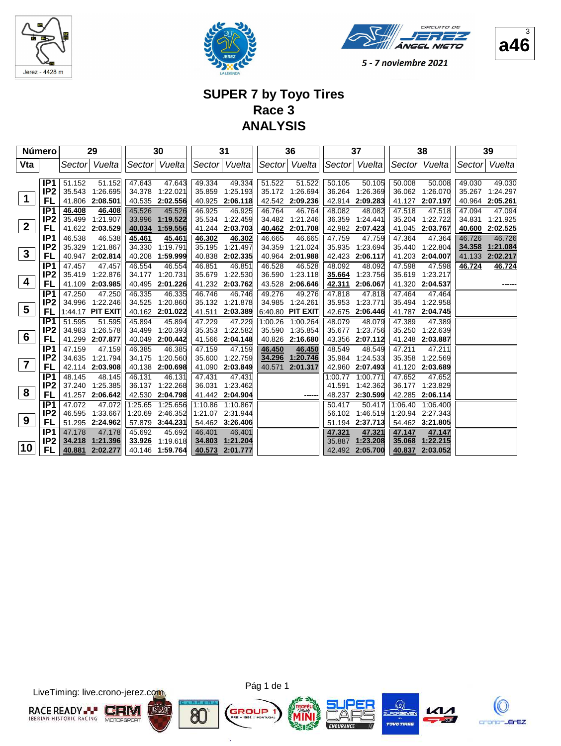Jerez - 4428 m

CIRCUITO DE JEREZ ÁNGEL NIETO

5 - 7 noviembre 2021

a46

# SUPER 7 by Toyo Tires
## Race 3
## ANALYSIS

| Número | | 29 | | 30 | | 31 | | 36 | | 37 | | 38 | | 39 | |
|---|---|---|---|---|---|---|---|---|---|---|---|---|---|---|---|
| Vta | | Sector | Vuelta | Sector | Vuelta | Sector | Vuelta | Sector | Vuelta | Sector | Vuelta | Sector | Vuelta | Sector | Vuelta |
| 1 | IP1 | 51.152 | 51.152 | 47.643 | 47.643 | 49.334 | 49.334 | 51.522 | 51.522 | 50.105 | 50.105 | 50.008 | 50.008 | 49.030 | 49.030 |
| | IP2 | 35.543 | 1:26.695 | 34.378 | 1:22.021 | 35.859 | 1:25.193 | 35.172 | 1:26.694 | 36.264 | 1:26.369 | 36.062 | 1:26.070 | 35.267 | 1:24.297 |
| | FL | 41.806 | 2:08.501 | 40.535 | 2:02.556 | 40.925 | 2:06.118 | 42.542 | 2:09.236 | 42.914 | 2:09.283 | 41.127 | 2:07.197 | 40.964 | 2:05.261 |
| 2 | IP1 | 46.408 | 46.408 | 45.526 | 45.526 | 46.925 | 46.925 | 46.764 | 46.764 | 48.082 | 48.082 | 47.518 | 47.518 | 47.094 | 47.094 |
| | IP2 | 35.499 | 1:21.907 | 33.996 | 1:19.522 | 35.534 | 1:22.459 | 34.482 | 1:21.246 | 36.359 | 1:24.441 | 35.204 | 1:22.722 | 34.831 | 1:21.925 |
| | FL | 41.622 | 2:03.529 | 40.034 | 1:59.556 | 41.244 | 2:03.703 | 40.462 | 2:01.708 | 42.982 | 2:07.423 | 41.045 | 2:03.767 | 40.600 | 2:02.525 |
| 3 | IP1 | 46.538 | 46.538 | 45.461 | 45.461 | 46.302 | 46.302 | 46.665 | 46.665 | 47.759 | 47.759 | 47.364 | 47.364 | 46.726 | 46.726 |
| | IP2 | 35.329 | 1:21.867 | 34.330 | 1:19.791 | 35.195 | 1:21.497 | 34.359 | 1:21.024 | 35.935 | 1:23.694 | 35.440 | 1:22.804 | 34.358 | 1:21.084 |
| | FL | 40.947 | 2:02.814 | 40.208 | 1:59.999 | 40.838 | 2:02.335 | 40.964 | 2:01.988 | 42.423 | 2:06.117 | 41.203 | 2:04.007 | 41.133 | 2:02.217 |
| 4 | IP1 | 47.457 | 47.457 | 46.554 | 46.554 | 46.851 | 46.851 | 46.528 | 46.528 | 48.092 | 48.092 | 47.598 | 47.598 | 46.724 | 46.724 |
| | IP2 | 35.419 | 1:22.876 | 34.177 | 1:20.731 | 35.679 | 1:22.530 | 36.590 | 1:23.118 | 35.664 | 1:23.756 | 35.619 | 1:23.217 | | |
| | FL | 41.109 | 2:03.985 | 40.495 | 2:01.226 | 41.232 | 2:03.762 | 43.528 | 2:06.646 | 42.311 | 2:06.067 | 41.320 | 2:04.537 | | ------ |
| 5 | IP1 | 47.250 | 47.250 | 46.335 | 46.335 | 46.746 | 46.746 | 49.276 | 49.276 | 47.818 | 47.818 | 47.464 | 47.464 | | |
| | IP2 | 34.996 | 1:22.246 | 34.525 | 1:20.860 | 35.132 | 1:21.878 | 34.985 | 1:24.261 | 35.953 | 1:23.771 | 35.494 | 1:22.958 | | |
| | FL | 1:44.17 | PIT EXIT | 40.162 | 2:01.022 | 41.511 | 2:03.389 | 6:40.80 | PIT EXIT | 42.675 | 2:06.446 | 41.787 | 2:04.745 | | |
| 6 | IP1 | 51.595 | 51.595 | 45.894 | 45.894 | 47.229 | 47.229 | 1:00.26 | 1:00.264 | 48.079 | 48.079 | 47.389 | 47.389 | | |
| | IP2 | 34.983 | 1:26.578 | 34.499 | 1:20.393 | 35.353 | 1:22.582 | 35.590 | 1:35.854 | 35.677 | 1:23.756 | 35.250 | 1:22.639 | | |
| | FL | 41.299 | 2:07.877 | 40.049 | 2:00.442 | 41.566 | 2:04.148 | 40.826 | 2:16.680 | 43.356 | 2:07.112 | 41.248 | 2:03.887 | | |
| 7 | IP1 | 47.159 | 47.159 | 46.385 | 46.385 | 47.159 | 47.159 | 46.450 | 46.450 | 48.549 | 48.549 | 47.211 | 47.211 | | |
| | IP2 | 34.635 | 1:21.794 | 34.175 | 1:20.560 | 35.600 | 1:22.759 | 34.296 | 1:20.746 | 35.984 | 1:24.533 | 35.358 | 1:22.569 | | |
| | FL | 42.114 | 2:03.908 | 40.138 | 2:00.698 | 41.090 | 2:03.849 | 40.571 | 2:01.317 | 42.960 | 2:07.493 | 41.120 | 2:03.689 | | |
| 8 | IP1 | 48.145 | 48.145 | 46.131 | 46.131 | 47.431 | 47.431 | | | 1:00.77 | 1:00.771 | 47.652 | 47.652 | | |
| | IP2 | 37.240 | 1:25.385 | 36.137 | 1:22.268 | 36.031 | 1:23.462 | | | 41.591 | 1:42.362 | 36.177 | 1:23.829 | | |
| | FL | 41.257 | 2:06.642 | 42.530 | 2:04.798 | 41.442 | 2:04.904 | | ------ | 48.237 | 2:30.599 | 42.285 | 2:06.114 | | |
| 9 | IP1 | 47.072 | 47.072 | 1:25.65 | 1:25.656 | 1:10.86 | 1:10.867 | | | 50.417 | 50.417 | 1:06.40 | 1:06.400 | | |
| | IP2 | 46.595 | 1:33.667 | 1:20.69 | 2:46.352 | 1:21.07 | 2:31.944 | | | 56.102 | 1:46.519 | 1:20.94 | 2:27.343 | | |
| | FL | 51.295 | 2:24.962 | 57.879 | 3:44.231 | 54.462 | 3:26.406 | | | 51.194 | 2:37.713 | 54.462 | 3:21.805 | | |
| 10 | IP1 | 47.178 | 47.178 | 45.692 | 45.692 | 46.401 | 46.401 | | | 47.321 | 47.321 | 47.147 | 47.147 | | |
| | IP2 | 34.218 | 1:21.396 | 33.926 | 1:19.618 | 34.803 | 1:21.204 | | | 35.887 | 1:23.208 | 35.068 | 1:22.215 | | |
| | FL | 40.881 | 2:02.277 | 40.146 | 1:59.764 | 40.573 | 2:01.777 | | | 42.492 | 2:05.700 | 40.837 | 2:03.052 | | |

LiveTiming: live.crono-jerez.com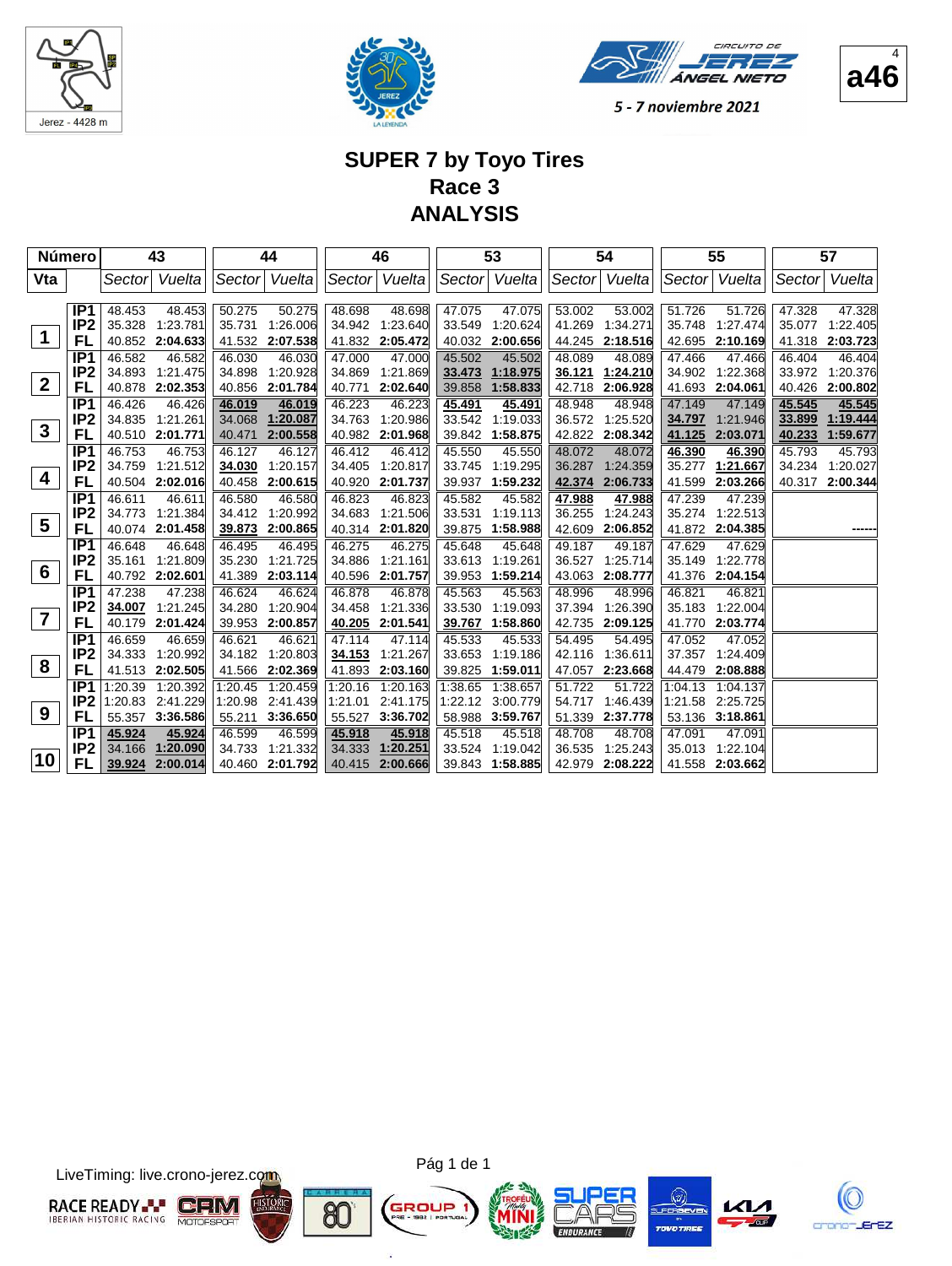# SUPER 7 by Toyo Tires
## Race 3
## ANALYSIS

| Número | | 43 | | 44 | | 46 | | 53 | | 54 | | 55 | | 57 | |
|---|---|---|---|---|---|---|---|---|---|---|---|---|---|---|---|
| Vta | | Sector | Vuelta | Sector | Vuelta | Sector | Vuelta | Sector | Vuelta | Sector | Vuelta | Sector | Vuelta | Sector | Vuelta |
| 1 | IP1 | 48.453 | 48.453 | 50.275 | 50.275 | 48.698 | 48.698 | 47.075 | 47.075 | 53.002 | 53.002 | 51.726 | 51.726 | 47.328 | 47.328 |
| | IP2 | 35.328 | 1:23.781 | 35.731 | 1:26.006 | 34.942 | 1:23.640 | 33.549 | 1:20.624 | 41.269 | 1:34.271 | 35.748 | 1:27.474 | 35.077 | 1:22.405 |
| | FL | 40.852 | **2:04.633** | 41.532 | **2:07.538** | 41.832 | **2:05.472** | 40.032 | **2:00.656** | 44.245 | **2:18.516** | 42.695 | **2:10.169** | 41.318 | **2:03.723** |
| 2 | IP1 | 46.582 | 46.582 | 46.030 | 46.030 | 47.000 | 47.000 | 45.502 | 45.502 | 48.089 | 48.089 | 47.466 | 47.466 | 46.404 | 46.404 |
| | IP2 | 34.893 | 1:21.475 | 34.898 | 1:20.928 | 34.869 | 1:21.869 | **33.473** | **1:18.975** | **36.121** | **1:24.210** | 34.902 | 1:22.368 | 33.972 | 1:20.376 |
| | FL | 40.878 | **2:02.353** | 40.856 | **2:01.784** | 40.771 | **2:02.640** | 39.858 | **1:58.833** | 42.718 | **2:06.928** | 41.693 | **2:04.061** | 40.426 | **2:00.802** |
| 3 | IP1 | 46.426 | 46.426 | **46.019** | **46.019** | 46.223 | 46.223 | **45.491** | **45.491** | 48.948 | 48.948 | 47.149 | 47.149 | **45.545** | **45.545** |
| | IP2 | 34.835 | 1:21.261 | 34.068 | **1:20.087** | 34.763 | 1:20.986 | 33.542 | 1:19.033 | 36.572 | 1:25.520 | **34.797** | 1:21.946 | **33.899** | **1:19.444** |
| | FL | 40.510 | **2:01.771** | 40.471 | **2:00.558** | 40.982 | **2:01.968** | 39.842 | **1:58.875** | 42.822 | **2:08.342** | **41.125** | **2:03.071** | **40.233** | **1:59.677** |
| 4 | IP1 | 46.753 | 46.753 | 46.127 | 46.127 | 46.412 | 46.412 | 45.550 | 45.550 | 48.072 | 48.072 | **46.390** | **46.390** | 45.793 | 45.793 |
| | IP2 | 34.759 | 1:21.512 | **34.030** | 1:20.157 | 34.405 | 1:20.817 | 33.745 | 1:19.295 | 36.287 | 1:24.359 | 35.277 | **1:21.667** | 34.234 | 1:20.027 |
| | FL | 40.504 | **2:02.016** | 40.458 | **2:00.615** | 40.920 | **2:01.737** | 39.937 | **1:59.232** | **42.374** | **2:06.733** | 41.599 | **2:03.266** | 40.317 | **2:00.344** |
| 5 | IP1 | 46.611 | 46.611 | 46.580 | 46.580 | 46.823 | 46.823 | 45.582 | 45.582 | **47.988** | **47.988** | 47.239 | 47.239 | | |
| | IP2 | 34.773 | 1:21.384 | 34.412 | 1:20.992 | 34.683 | 1:21.506 | 33.531 | 1:19.113 | 36.255 | 1:24.243 | 35.274 | 1:22.513 | | |
| | FL | 40.074 | **2:01.458** | **39.873** | **2:00.865** | 40.314 | **2:01.820** | 39.875 | **1:58.988** | 42.609 | **2:06.852** | 41.872 | **2:04.385** | | ------ |
| 6 | IP1 | 46.648 | 46.648 | 46.495 | 46.495 | 46.275 | 46.275 | 45.648 | 45.648 | 49.187 | 49.187 | 47.629 | 47.629 | | |
| | IP2 | 35.161 | 1:21.809 | 35.230 | 1:21.725 | 34.886 | 1:21.161 | 33.613 | 1:19.261 | 36.527 | 1:25.714 | 35.149 | 1:22.778 | | |
| | FL | 40.792 | **2:02.601** | 41.389 | **2:03.114** | 40.596 | **2:01.757** | 39.953 | **1:59.214** | 43.063 | **2:08.777** | 41.376 | **2:04.154** | | |
| 7 | IP1 | 47.238 | 47.238 | 46.624 | 46.624 | 46.878 | 46.878 | 45.563 | 45.563 | 48.996 | 48.996 | 46.821 | 46.821 | | |
| | IP2 | **34.007** | 1:21.245 | 34.280 | 1:20.904 | 34.458 | 1:21.336 | 33.530 | 1:19.093 | 37.394 | 1:26.390 | 35.183 | 1:22.004 | | |
| | FL | 40.179 | **2:01.424** | 39.953 | **2:00.857** | **40.205** | **2:01.541** | **39.767** | **1:58.860** | 42.735 | **2:09.125** | 41.770 | **2:03.774** | | |
| 8 | IP1 | 46.659 | 46.659 | 46.621 | 46.621 | 47.114 | 47.114 | 45.533 | 45.533 | 54.495 | 54.495 | 47.052 | 47.052 | | |
| | IP2 | 34.333 | 1:20.992 | 34.182 | 1:20.803 | **34.153** | 1:21.267 | 33.653 | 1:19.186 | 42.116 | 1:36.611 | 37.357 | 1:24.409 | | |
| | FL | 41.513 | **2:02.505** | 41.566 | **2:02.369** | 41.893 | **2:03.160** | 39.825 | **1:59.011** | 47.057 | **2:23.668** | 44.479 | **2:08.888** | | |
| 9 | IP1 | 1:20.39 | 1:20.392 | 1:20.45 | 1:20.459 | 1:20.16 | 1:20.163 | 1:38.65 | 1:38.657 | 51.722 | 51.722 | 1:04.13 | 1:04.137 | | |
| | IP2 | 1:20.83 | 2:41.229 | 1:20.98 | 2:41.439 | 1:21.01 | 2:41.175 | 1:22.12 | 3:00.779 | 54.717 | 1:46.439 | 1:21.58 | 2:25.725 | | |
| | FL | 55.357 | **3:36.586** | 55.211 | **3:36.650** | 55.527 | **3:36.702** | 58.988 | **3:59.767** | 51.339 | **2:37.778** | 53.136 | **3:18.861** | | |
| 10 | IP1 | **45.924** | **45.924** | 46.599 | 46.599 | **45.918** | **45.918** | 45.518 | 45.518 | 48.708 | 48.708 | 47.091 | 47.091 | | |
| | IP2 | 34.166 | **1:20.090** | 34.733 | 1:21.332 | 34.333 | **1:20.251** | 33.524 | 1:19.042 | 36.535 | 1:25.243 | 35.013 | 1:22.104 | | |
| | FL | **39.924** | **2:00.014** | 40.460 | **2:01.792** | 40.415 | **2:00.666** | 39.843 | **1:58.885** | 42.979 | **2:08.222** | 41.558 | **2:03.662** | | |

LiveTiming: live.crono-jerez.com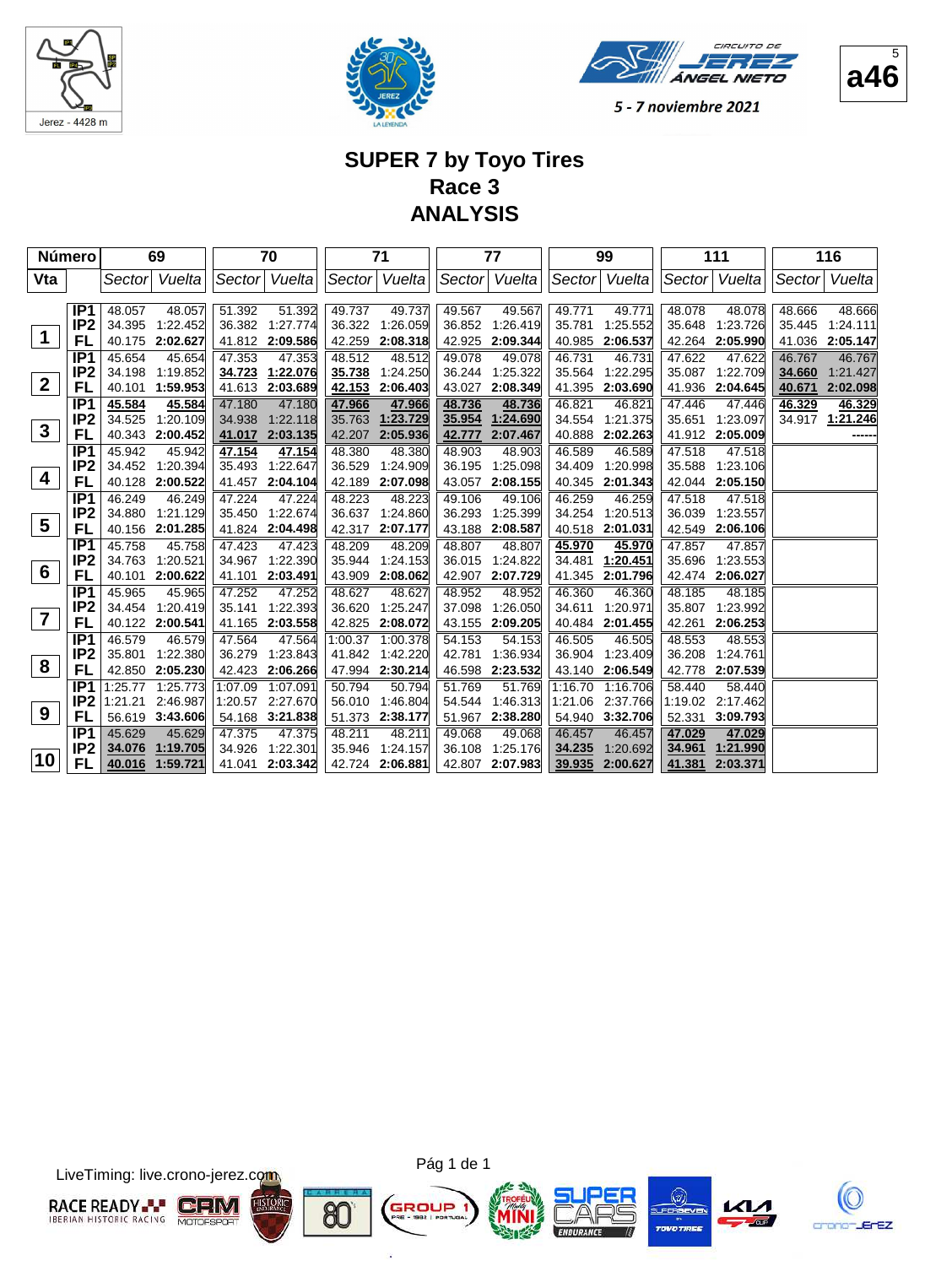Jerez - 4428 m

5 - 7 noviembre 2021

a46

# SUPER 7 by Toyo Tires
## Race 3
## ANALYSIS

| Número | | 69 | | 70 | | 71 | | 77 | | 99 | | 111 | | 116 | |
|---|---|---|---|---|---|---|---|---|---|---|---|---|---|---|---|
| Vta | | Sector | Vuelta | Sector | Vuelta | Sector | Vuelta | Sector | Vuelta | Sector | Vuelta | Sector | Vuelta | Sector | Vuelta |
| 1 | IP1 | 48.057 | 48.057 | 51.392 | 51.392 | 49.737 | 49.737 | 49.567 | 49.567 | 49.771 | 49.771 | 48.078 | 48.078 | 48.666 | 48.666 |
| | IP2 | 34.395 | 1:22.452 | 36.382 | 1:27.774 | 36.322 | 1:26.059 | 36.852 | 1:26.419 | 35.781 | 1:25.552 | 35.648 | 1:23.726 | 35.445 | 1:24.111 |
| | FL | 40.175 | **2:02.627** | 41.812 | **2:09.586** | 42.259 | **2:08.318** | 42.925 | **2:09.344** | 40.985 | **2:06.537** | 42.264 | **2:05.990** | 41.036 | **2:05.147** |
| 2 | IP1 | 45.654 | 45.654 | 47.353 | 47.353 | 48.512 | 48.512 | 49.078 | 49.078 | 46.731 | 46.731 | 47.622 | 47.622 | 46.767 | 46.767 |
| | IP2 | 34.198 | 1:19.852 | 34.723 | 1:22.076 | 35.738 | 1:24.250 | 36.244 | 1:25.322 | 35.564 | 1:22.295 | 35.087 | 1:22.709 | 34.660 | 1:21.427 |
| | FL | 40.101 | **1:59.953** | 41.613 | **2:03.689** | 42.153 | **2:06.403** | 43.027 | **2:08.349** | 41.395 | **2:03.690** | 41.936 | **2:04.645** | 40.671 | **2:02.098** |
| 3 | IP1 | 45.584 | 45.584 | 47.180 | 47.180 | 47.966 | 47.966 | 48.736 | 48.736 | 46.821 | 46.821 | 47.446 | 47.446 | 46.329 | 46.329 |
| | IP2 | 34.525 | 1:20.109 | 34.938 | 1:22.118 | 35.763 | 1:23.729 | 35.954 | 1:24.690 | 34.554 | 1:21.375 | 35.651 | 1:23.097 | 34.917 | 1:21.246 |
| | FL | 40.343 | **2:00.452** | 41.017 | **2:03.135** | 42.207 | **2:05.936** | 42.777 | **2:07.467** | 40.888 | **2:02.263** | 41.912 | **2:05.009** | | ------ |
| 4 | IP1 | 45.942 | 45.942 | 47.154 | 47.154 | 48.380 | 48.380 | 48.903 | 48.903 | 46.589 | 46.589 | 47.518 | 47.518 | | |
| | IP2 | 34.452 | 1:20.394 | 35.493 | 1:22.647 | 36.529 | 1:24.909 | 36.195 | 1:25.098 | 34.409 | 1:20.998 | 35.588 | 1:23.106 | | |
| | FL | 40.128 | **2:00.522** | 41.457 | **2:04.104** | 42.189 | **2:07.098** | 43.057 | **2:08.155** | 40.345 | **2:01.343** | 42.044 | **2:05.150** | | |
| 5 | IP1 | 46.249 | 46.249 | 47.224 | 47.224 | 48.223 | 48.223 | 49.106 | 49.106 | 46.259 | 46.259 | 47.518 | 47.518 | | |
| | IP2 | 34.880 | 1:21.129 | 35.450 | 1:22.674 | 36.637 | 1:24.860 | 36.293 | 1:25.399 | 34.254 | 1:20.513 | 36.039 | 1:23.557 | | |
| | FL | 40.156 | **2:01.285** | 41.824 | **2:04.498** | 42.317 | **2:07.177** | 43.188 | **2:08.587** | 40.518 | **2:01.031** | 42.549 | **2:06.106** | | |
| 6 | IP1 | 45.758 | 45.758 | 47.423 | 47.423 | 48.209 | 48.209 | 48.807 | 48.807 | 45.970 | 45.970 | 47.857 | 47.857 | | |
| | IP2 | 34.763 | 1:20.521 | 34.967 | 1:22.390 | 35.944 | 1:24.153 | 36.015 | 1:24.822 | 34.481 | 1:20.451 | 35.696 | 1:23.553 | | |
| | FL | 40.101 | **2:00.622** | 41.101 | **2:03.491** | 43.909 | **2:08.062** | 42.907 | **2:07.729** | 41.345 | **2:01.796** | 42.474 | **2:06.027** | | |
| 7 | IP1 | 45.965 | 45.965 | 47.252 | 47.252 | 48.627 | 48.627 | 48.952 | 48.952 | 46.360 | 46.360 | 48.185 | 48.185 | | |
| | IP2 | 34.454 | 1:20.419 | 35.141 | 1:22.393 | 36.620 | 1:25.247 | 37.098 | 1:26.050 | 34.611 | 1:20.971 | 35.807 | 1:23.992 | | |
| | FL | 40.122 | **2:00.541** | 41.165 | **2:03.558** | 42.825 | **2:08.072** | 43.155 | **2:09.205** | 40.484 | **2:01.455** | 42.261 | **2:06.253** | | |
| 8 | IP1 | 46.579 | 46.579 | 47.564 | 47.564 | 1:00.37 | 1:00.378 | 54.153 | 54.153 | 46.505 | 46.505 | 48.553 | 48.553 | | |
| | IP2 | 35.801 | 1:22.380 | 36.279 | 1:23.843 | 41.842 | 1:42.220 | 42.781 | 1:36.934 | 36.904 | 1:23.409 | 36.208 | 1:24.761 | | |
| | FL | 42.850 | **2:05.230** | 42.423 | **2:06.266** | 47.994 | **2:30.214** | 46.598 | **2:23.532** | 43.140 | **2:06.549** | 42.778 | **2:07.539** | | |
| 9 | IP1 | 1:25.77 | 1:25.773 | 1:07.09 | 1:07.091 | 50.794 | 50.794 | 51.769 | 51.769 | 1:16.70 | 1:16.706 | 58.440 | 58.440 | | |
| | IP2 | 1:21.21 | 2:46.987 | 1:20.57 | 2:27.670 | 56.010 | 1:46.804 | 54.544 | 1:46.313 | 1:21.06 | 2:37.766 | 1:19.02 | 2:17.462 | | |
| | FL | 56.619 | **3:43.606** | 54.168 | **3:21.838** | 51.373 | **2:38.177** | 51.967 | **2:38.280** | 54.940 | **3:32.706** | 52.331 | **3:09.793** | | |
| 10 | IP1 | 45.629 | 45.629 | 47.375 | 47.375 | 48.211 | 48.211 | 49.068 | 49.068 | 46.457 | 46.457 | 47.029 | 47.029 | | |
| | IP2 | 34.076 | 1:19.705 | 34.926 | 1:22.301 | 35.946 | 1:24.157 | 36.108 | 1:25.176 | 34.235 | 1:20.692 | 34.961 | 1:21.990 | | |
| | FL | 40.016 | **1:59.721** | 41.041 | **2:03.342** | 42.724 | **2:06.881** | 42.807 | **2:07.983** | 39.935 | **2:00.627** | 41.381 | **2:03.371** | | |

LiveTiming: live.crono-jerez.com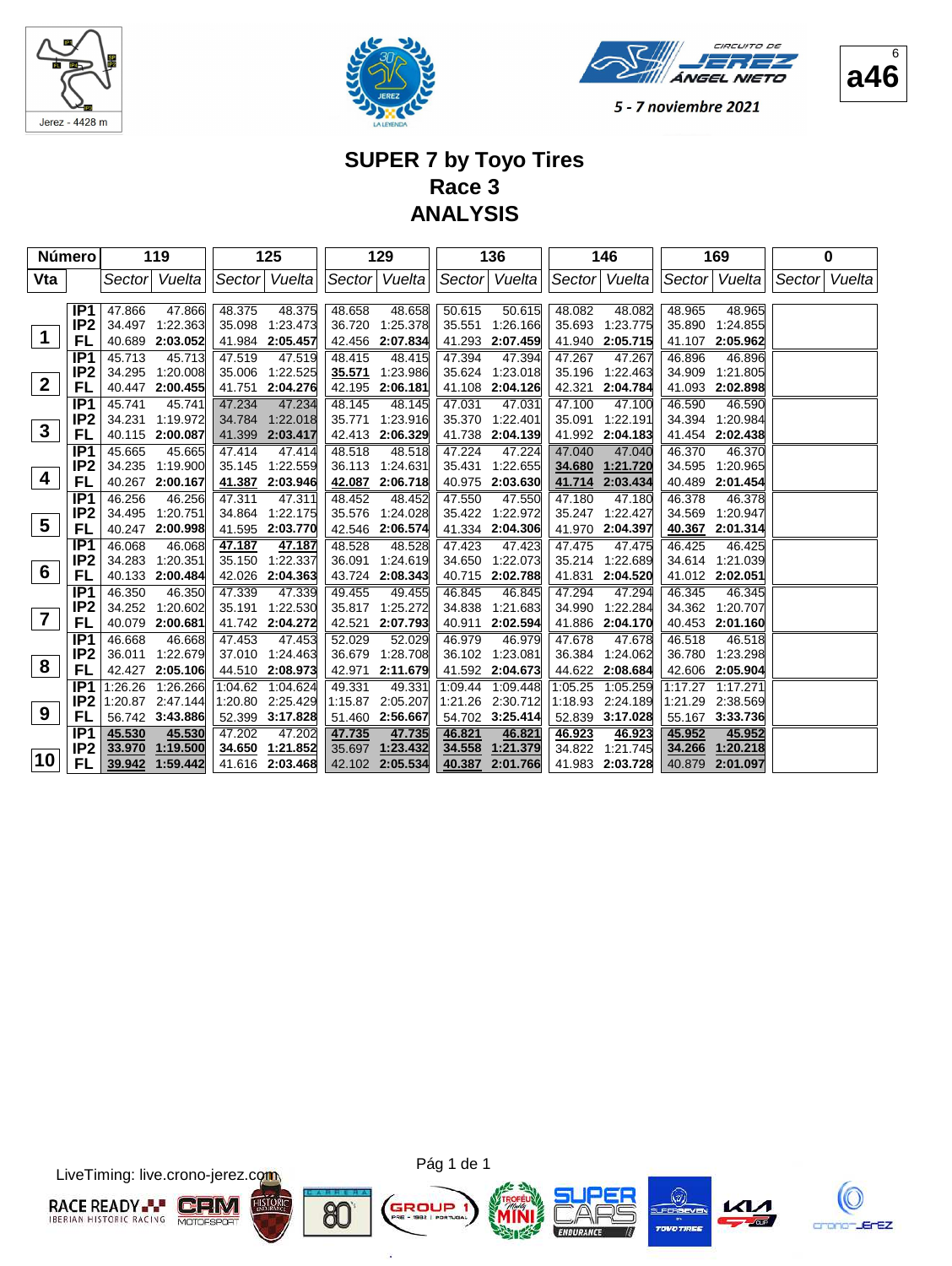# SUPER 7 by Toyo Tires
## Race 3
## ANALYSIS

5 - 7 noviembre 2021

Jerez - 4428 m

| Número | | 119 | | 125 | | 129 | | 136 | | 146 | | 169 | | 0 | |
|---|---|---|---|---|---|---|---|---|---|---|---|---|---|---|---|
| Vta | | Sector | Vuelta | Sector | Vuelta | Sector | Vuelta | Sector | Vuelta | Sector | Vuelta | Sector | Vuelta | Sector | Vuelta |
| 1 | IP1 | 47.866 | 47.866 | 48.375 | 48.375 | 48.658 | 48.658 | 50.615 | 50.615 | 48.082 | 48.082 | 48.965 | 48.965 | | |
| | IP2 | 34.497 | 1:22.363 | 35.098 | 1:23.473 | 36.720 | 1:25.378 | 35.551 | 1:26.166 | 35.693 | 1:23.775 | 35.890 | 1:24.855 | | |
| | FL | 40.689 | **2:03.052** | 41.984 | **2:05.457** | 42.456 | **2:07.834** | 41.293 | **2:07.459** | 41.940 | **2:05.715** | 41.107 | **2:05.962** | | |
| 2 | IP1 | 45.713 | 45.713 | 47.519 | 47.519 | 48.415 | 48.415 | 47.394 | 47.394 | 47.267 | 47.267 | 46.896 | 46.896 | | |
| | IP2 | 34.295 | 1:20.008 | 35.006 | 1:22.525 | 35.571 | 1:23.986 | 35.624 | 1:23.018 | 35.196 | 1:22.463 | 34.909 | 1:21.805 | | |
| | FL | 40.447 | **2:00.455** | 41.751 | **2:04.276** | 42.195 | **2:06.181** | 41.108 | **2:04.126** | 42.321 | **2:04.784** | 41.093 | **2:02.898** | | |
| 3 | IP1 | 45.741 | 45.741 | 47.234 | 47.234 | 48.145 | 48.145 | 47.031 | 47.031 | 47.100 | 47.100 | 46.590 | 46.590 | | |
| | IP2 | 34.231 | 1:19.972 | 34.784 | 1:22.018 | 35.771 | 1:23.916 | 35.370 | 1:22.401 | 35.091 | 1:22.191 | 34.394 | 1:20.984 | | |
| | FL | 40.115 | **2:00.087** | 41.399 | **2:03.417** | 42.413 | **2:06.329** | 41.738 | **2:04.139** | 41.992 | **2:04.183** | 41.454 | **2:02.438** | | |
| 4 | IP1 | 45.665 | 45.665 | 47.414 | 47.414 | 48.518 | 48.518 | 47.224 | 47.224 | 47.040 | 47.040 | 46.370 | 46.370 | | |
| | IP2 | 34.235 | 1:19.900 | 35.145 | 1:22.559 | 36.113 | 1:24.631 | 35.431 | 1:22.655 | 34.680 | 1:21.720 | 34.595 | 1:20.965 | | |
| | FL | 40.267 | **2:00.167** | 41.387 | **2:03.946** | 42.087 | **2:06.718** | 40.975 | **2:03.630** | 41.714 | **2:03.434** | 40.489 | **2:01.454** | | |
| 5 | IP1 | 46.256 | 46.256 | 47.311 | 47.311 | 48.452 | 48.452 | 47.550 | 47.550 | 47.180 | 47.180 | 46.378 | 46.378 | | |
| | IP2 | 34.495 | 1:20.751 | 34.864 | 1:22.175 | 35.576 | 1:24.028 | 35.422 | 1:22.972 | 35.247 | 1:22.427 | 34.569 | 1:20.947 | | |
| | FL | 40.247 | **2:00.998** | 41.595 | **2:03.770** | 42.546 | **2:06.574** | 41.334 | **2:04.306** | 41.970 | **2:04.397** | 40.367 | **2:01.314** | | |
| 6 | IP1 | 46.068 | 46.068 | 47.187 | 47.187 | 48.528 | 48.528 | 47.423 | 47.423 | 47.475 | 47.475 | 46.425 | 46.425 | | |
| | IP2 | 34.283 | 1:20.351 | 35.150 | 1:22.337 | 36.091 | 1:24.619 | 34.650 | 1:22.073 | 35.214 | 1:22.689 | 34.614 | 1:21.039 | | |
| | FL | 40.133 | **2:00.484** | 42.026 | **2:04.363** | 43.724 | **2:08.343** | 40.715 | **2:02.788** | 41.831 | **2:04.520** | 41.012 | **2:02.051** | | |
| 7 | IP1 | 46.350 | 46.350 | 47.339 | 47.339 | 49.455 | 49.455 | 46.845 | 46.845 | 47.294 | 47.294 | 46.345 | 46.345 | | |
| | IP2 | 34.252 | 1:20.602 | 35.191 | 1:22.530 | 35.817 | 1:25.272 | 34.838 | 1:21.683 | 34.990 | 1:22.284 | 34.362 | 1:20.707 | | |
| | FL | 40.079 | **2:00.681** | 41.742 | **2:04.272** | 42.521 | **2:07.793** | 40.911 | **2:02.594** | 41.886 | **2:04.170** | 40.453 | **2:01.160** | | |
| 8 | IP1 | 46.668 | 46.668 | 47.453 | 47.453 | 52.029 | 52.029 | 46.979 | 46.979 | 47.678 | 47.678 | 46.518 | 46.518 | | |
| | IP2 | 36.011 | 1:22.679 | 37.010 | 1:24.463 | 36.679 | 1:28.708 | 36.102 | 1:23.081 | 36.384 | 1:24.062 | 36.780 | 1:23.298 | | |
| | FL | 42.427 | **2:05.106** | 44.510 | **2:08.973** | 42.971 | **2:11.679** | 41.592 | **2:04.673** | 44.622 | **2:08.684** | 42.606 | **2:05.904** | | |
| 9 | IP1 | 1:26.26 | 1:26.266 | 1:04.62 | 1:04.624 | 49.331 | 49.331 | 1:09.44 | 1:09.448 | 1:05.25 | 1:05.259 | 1:17.27 | 1:17.271 | | |
| | IP2 | 1:20.87 | 2:47.144 | 1:20.80 | 2:25.429 | 1:15.87 | 2:05.207 | 1:21.26 | 2:30.712 | 1:18.93 | 2:24.189 | 1:21.29 | 2:38.569 | | |
| | FL | 56.742 | **3:43.886** | 52.399 | **3:17.828** | 51.460 | **2:56.667** | 54.702 | **3:25.414** | 52.839 | **3:17.028** | 55.167 | **3:33.736** | | |
| 10 | IP1 | 45.530 | 45.530 | 47.202 | 47.202 | 47.735 | 47.735 | 46.821 | 46.821 | 46.923 | 46.923 | 45.952 | 45.952 | | |
| | IP2 | 33.970 | 1:19.500 | 34.650 | 1:21.852 | 35.697 | 1:23.432 | 34.558 | 1:21.379 | 34.822 | 1:21.745 | 34.266 | 1:20.218 | | |
| | FL | 39.942 | **1:59.442** | 41.616 | **2:03.468** | 42.102 | **2:05.534** | 40.387 | **2:01.766** | 41.983 | **2:03.728** | 40.879 | **2:01.097** | | |

LiveTiming: live.crono-jerez.com

Pág 1 de 1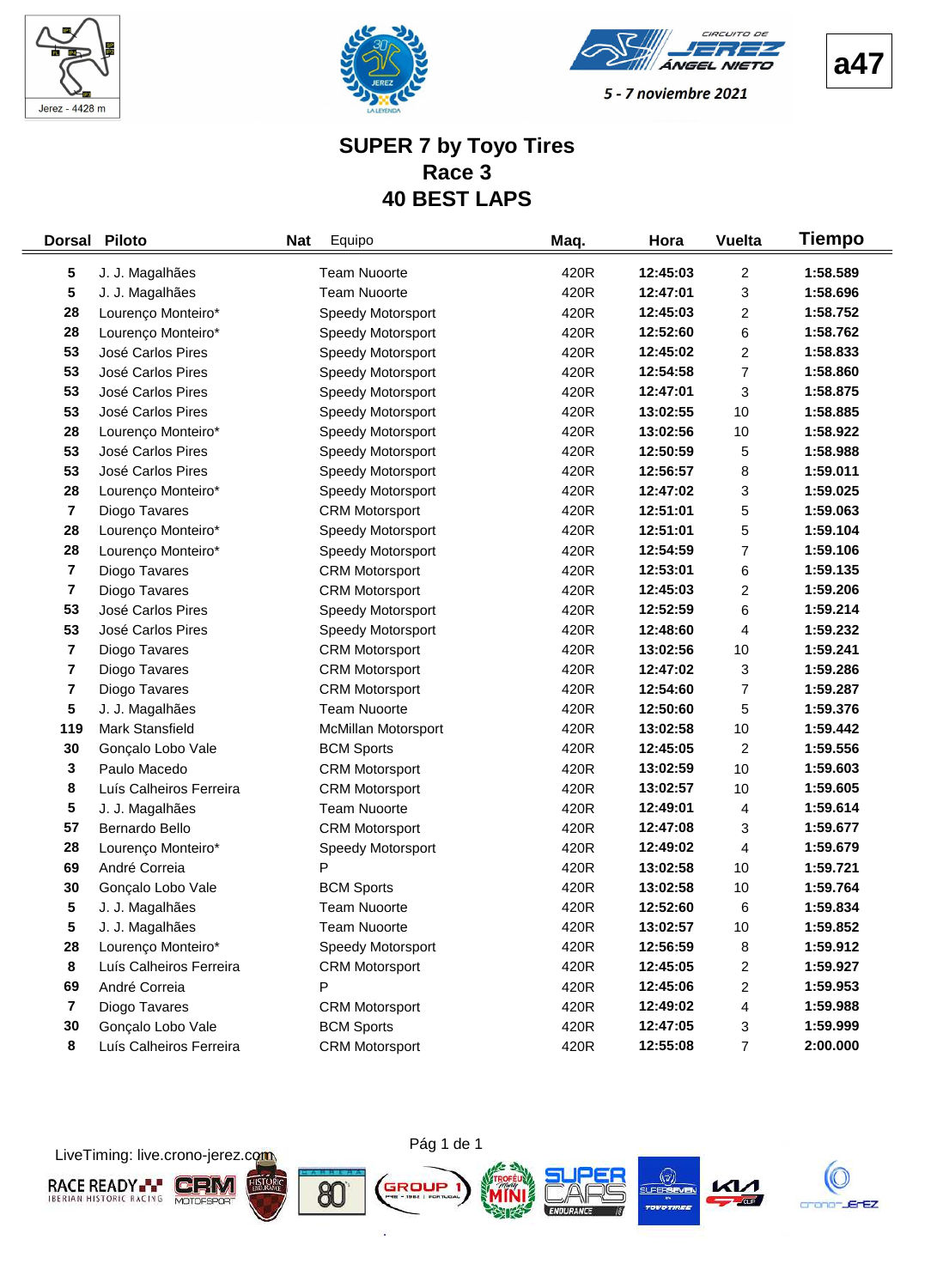Jerez - 4428 m

a47

5 - 7 noviembre 2021

# SUPER 7 by Toyo Tires
## Race 3
## 40 BEST LAPS

| Dorsal | Piloto | Nat | Equipo | Maq. | Hora | Vuelta | Tiempo |
|---|---|---|---|---|---|---|---|
| 5 | J. J. Magalhães | | Team Nuoorte | 420R | 12:45:03 | 2 | 1:58.589 |
| 5 | J. J. Magalhães | | Team Nuoorte | 420R | 12:47:01 | 3 | 1:58.696 |
| 28 | Lourenço Monteiro* | | Speedy Motorsport | 420R | 12:45:03 | 2 | 1:58.752 |
| 28 | Lourenço Monteiro* | | Speedy Motorsport | 420R | 12:52:60 | 6 | 1:58.762 |
| 53 | José Carlos Pires | | Speedy Motorsport | 420R | 12:45:02 | 2 | 1:58.833 |
| 53 | José Carlos Pires | | Speedy Motorsport | 420R | 12:54:58 | 7 | 1:58.860 |
| 53 | José Carlos Pires | | Speedy Motorsport | 420R | 12:47:01 | 3 | 1:58.875 |
| 53 | José Carlos Pires | | Speedy Motorsport | 420R | 13:02:55 | 10 | 1:58.885 |
| 28 | Lourenço Monteiro* | | Speedy Motorsport | 420R | 13:02:56 | 10 | 1:58.922 |
| 53 | José Carlos Pires | | Speedy Motorsport | 420R | 12:50:59 | 5 | 1:58.988 |
| 53 | José Carlos Pires | | Speedy Motorsport | 420R | 12:56:57 | 8 | 1:59.011 |
| 28 | Lourenço Monteiro* | | Speedy Motorsport | 420R | 12:47:02 | 3 | 1:59.025 |
| 7 | Diogo Tavares | | CRM Motorsport | 420R | 12:51:01 | 5 | 1:59.063 |
| 28 | Lourenço Monteiro* | | Speedy Motorsport | 420R | 12:51:01 | 5 | 1:59.104 |
| 28 | Lourenço Monteiro* | | Speedy Motorsport | 420R | 12:54:59 | 7 | 1:59.106 |
| 7 | Diogo Tavares | | CRM Motorsport | 420R | 12:53:01 | 6 | 1:59.135 |
| 7 | Diogo Tavares | | CRM Motorsport | 420R | 12:45:03 | 2 | 1:59.206 |
| 53 | José Carlos Pires | | Speedy Motorsport | 420R | 12:52:59 | 6 | 1:59.214 |
| 53 | José Carlos Pires | | Speedy Motorsport | 420R | 12:48:60 | 4 | 1:59.232 |
| 7 | Diogo Tavares | | CRM Motorsport | 420R | 13:02:56 | 10 | 1:59.241 |
| 7 | Diogo Tavares | | CRM Motorsport | 420R | 12:47:02 | 3 | 1:59.286 |
| 7 | Diogo Tavares | | CRM Motorsport | 420R | 12:54:60 | 7 | 1:59.287 |
| 5 | J. J. Magalhães | | Team Nuoorte | 420R | 12:50:60 | 5 | 1:59.376 |
| 119 | Mark Stansfield | | McMillan Motorsport | 420R | 13:02:58 | 10 | 1:59.442 |
| 30 | Gonçalo Lobo Vale | | BCM Sports | 420R | 12:45:05 | 2 | 1:59.556 |
| 3 | Paulo Macedo | | CRM Motorsport | 420R | 13:02:59 | 10 | 1:59.603 |
| 8 | Luís Calheiros Ferreira | | CRM Motorsport | 420R | 13:02:57 | 10 | 1:59.605 |
| 5 | J. J. Magalhães | | Team Nuoorte | 420R | 12:49:01 | 4 | 1:59.614 |
| 57 | Bernardo Bello | | CRM Motorsport | 420R | 12:47:08 | 3 | 1:59.677 |
| 28 | Lourenço Monteiro* | | Speedy Motorsport | 420R | 12:49:02 | 4 | 1:59.679 |
| 69 | André Correia | | P | 420R | 13:02:58 | 10 | 1:59.721 |
| 30 | Gonçalo Lobo Vale | | BCM Sports | 420R | 13:02:58 | 10 | 1:59.764 |
| 5 | J. J. Magalhães | | Team Nuoorte | 420R | 12:52:60 | 6 | 1:59.834 |
| 5 | J. J. Magalhães | | Team Nuoorte | 420R | 13:02:57 | 10 | 1:59.852 |
| 28 | Lourenço Monteiro* | | Speedy Motorsport | 420R | 12:56:59 | 8 | 1:59.912 |
| 8 | Luís Calheiros Ferreira | | CRM Motorsport | 420R | 12:45:05 | 2 | 1:59.927 |
| 69 | André Correia | | P | 420R | 12:45:06 | 2 | 1:59.953 |
| 7 | Diogo Tavares | | CRM Motorsport | 420R | 12:49:02 | 4 | 1:59.988 |
| 30 | Gonçalo Lobo Vale | | BCM Sports | 420R | 12:47:05 | 3 | 1:59.999 |
| 8 | Luís Calheiros Ferreira | | CRM Motorsport | 420R | 12:55:08 | 7 | 2:00.000 |

LiveTiming: live.crono-jerez.com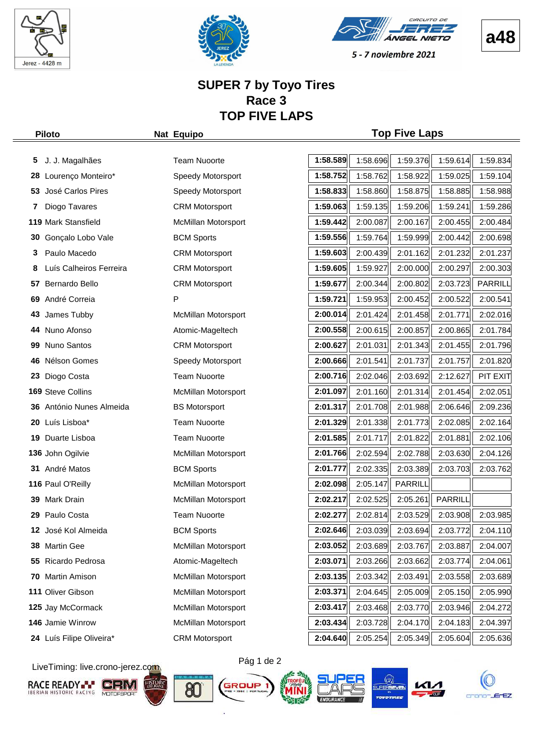a48

5 - 7 noviembre 2021

# SUPER 7 by Toyo Tires
## Race 3
## TOP FIVE LAPS

| Piloto | | Nat | Equipo | Top Five Laps | | | | |
|---|---|---|---|---|---|---|---|---|
| 5 | J. J. Magalhães | | Team Nuoorte | **1:58.589** | 1:58.696 | 1:59.376 | 1:59.614 | 1:59.834 |
| 28 | Lourenço Monteiro* | | Speedy Motorsport | **1:58.752** | 1:58.762 | 1:58.922 | 1:59.025 | 1:59.104 |
| 53 | José Carlos Pires | | Speedy Motorsport | **1:58.833** | 1:58.860 | 1:58.875 | 1:58.885 | 1:58.988 |
| 7 | Diogo Tavares | | CRM Motorsport | **1:59.063** | 1:59.135 | 1:59.206 | 1:59.241 | 1:59.286 |
| 119 | Mark Stansfield | | McMillan Motorsport | **1:59.442** | 2:00.087 | 2:00.167 | 2:00.455 | 2:00.484 |
| 30 | Gonçalo Lobo Vale | | BCM Sports | **1:59.556** | 1:59.764 | 1:59.999 | 2:00.442 | 2:00.698 |
| 3 | Paulo Macedo | | CRM Motorsport | **1:59.603** | 2:00.439 | 2:01.162 | 2:01.232 | 2:01.237 |
| 8 | Luís Calheiros Ferreira | | CRM Motorsport | **1:59.605** | 1:59.927 | 2:00.000 | 2:00.297 | 2:00.303 |
| 57 | Bernardo Bello | | CRM Motorsport | **1:59.677** | 2:00.344 | 2:00.802 | 2:03.723 | PARRILL |
| 69 | André Correia | | P | **1:59.721** | 1:59.953 | 2:00.452 | 2:00.522 | 2:00.541 |
| 43 | James Tubby | | McMillan Motorsport | **2:00.014** | 2:01.424 | 2:01.458 | 2:01.771 | 2:02.016 |
| 44 | Nuno Afonso | | Atomic-Mageltech | **2:00.558** | 2:00.615 | 2:00.857 | 2:00.865 | 2:01.784 |
| 99 | Nuno Santos | | CRM Motorsport | **2:00.627** | 2:01.031 | 2:01.343 | 2:01.455 | 2:01.796 |
| 46 | Nélson Gomes | | Speedy Motorsport | **2:00.666** | 2:01.541 | 2:01.737 | 2:01.757 | 2:01.820 |
| 23 | Diogo Costa | | Team Nuoorte | **2:00.716** | 2:02.046 | 2:03.692 | 2:12.627 | PIT EXIT |
| 169 | Steve Collins | | McMillan Motorsport | **2:01.097** | 2:01.160 | 2:01.314 | 2:01.454 | 2:02.051 |
| 36 | António Nunes Almeida | | BS Motorsport | **2:01.317** | 2:01.708 | 2:01.988 | 2:06.646 | 2:09.236 |
| 20 | Luís Lisboa* | | Team Nuoorte | **2:01.329** | 2:01.338 | 2:01.773 | 2:02.085 | 2:02.164 |
| 19 | Duarte Lisboa | | Team Nuoorte | **2:01.585** | 2:01.717 | 2:01.822 | 2:01.881 | 2:02.106 |
| 136 | John Ogilvie | | McMillan Motorsport | **2:01.766** | 2:02.594 | 2:02.788 | 2:03.630 | 2:04.126 |
| 31 | André Matos | | BCM Sports | **2:01.777** | 2:02.335 | 2:03.389 | 2:03.703 | 2:03.762 |
| 116 | Paul O'Reilly | | McMillan Motorsport | **2:02.098** | 2:05.147 | PARRILL | | |
| 39 | Mark Drain | | McMillan Motorsport | **2:02.217** | 2:02.525 | 2:05.261 | PARRILL | |
| 29 | Paulo Costa | | Team Nuoorte | **2:02.277** | 2:02.814 | 2:03.529 | 2:03.908 | 2:03.985 |
| 12 | José Kol Almeida | | BCM Sports | **2:02.646** | 2:03.039 | 2:03.694 | 2:03.772 | 2:04.110 |
| 38 | Martin Gee | | McMillan Motorsport | **2:03.052** | 2:03.689 | 2:03.767 | 2:03.887 | 2:04.007 |
| 55 | Ricardo Pedrosa | | Atomic-Mageltech | **2:03.071** | 2:03.266 | 2:03.662 | 2:03.774 | 2:04.061 |
| 70 | Martin Amison | | McMillan Motorsport | **2:03.135** | 2:03.342 | 2:03.491 | 2:03.558 | 2:03.689 |
| 111 | Oliver Gibson | | McMillan Motorsport | **2:03.371** | 2:04.645 | 2:05.009 | 2:05.150 | 2:05.990 |
| 125 | Jay McCormack | | McMillan Motorsport | **2:03.417** | 2:03.468 | 2:03.770 | 2:03.946 | 2:04.272 |
| 146 | Jamie Winrow | | McMillan Motorsport | **2:03.434** | 2:03.728 | 2:04.170 | 2:04.183 | 2:04.397 |
| 24 | Luís Filipe Oliveira* | | CRM Motorsport | **2:04.640** | 2:05.254 | 2:05.349 | 2:05.604 | 2:05.636 |

LiveTiming: live.crono-jerez.com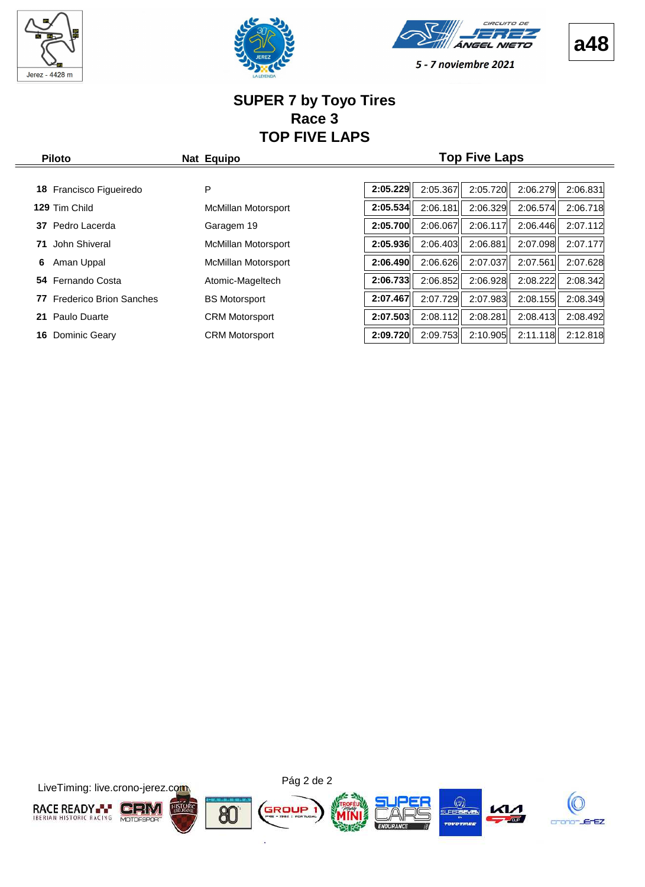a48

5 - 7 noviembre 2021

# SUPER 7 by Toyo Tires
## Race 3
## TOP FIVE LAPS

| Piloto | | Nat | Equipo | Top Five Laps | | | | |
|---|---|---|---|---|---|---|---|---|
| **18** | Francisco Figueiredo | P | | **2:05.229** | 2:05.367 | 2:05.720 | 2:06.279 | 2:06.831 |
| **129** | Tim Child | | McMillan Motorsport | **2:05.534** | 2:06.181 | 2:06.329 | 2:06.574 | 2:06.718 |
| **37** | Pedro Lacerda | | Garagem 19 | **2:05.700** | 2:06.067 | 2:06.117 | 2:06.446 | 2:07.112 |
| **71** | John Shiveral | | McMillan Motorsport | **2:05.936** | 2:06.403 | 2:06.881 | 2:07.098 | 2:07.177 |
| **6** | Aman Uppal | | McMillan Motorsport | **2:06.490** | 2:06.626 | 2:07.037 | 2:07.561 | 2:07.628 |
| **54** | Fernando Costa | | Atomic-Mageltech | **2:06.733** | 2:06.852 | 2:06.928 | 2:08.222 | 2:08.342 |
| **77** | Frederico Brion Sanches | | BS Motorsport | **2:07.467** | 2:07.729 | 2:07.983 | 2:08.155 | 2:08.349 |
| **21** | Paulo Duarte | | CRM Motorsport | **2:07.503** | 2:08.112 | 2:08.281 | 2:08.413 | 2:08.492 |
| **16** | Dominic Geary | | CRM Motorsport | **2:09.720** | 2:09.753 | 2:10.905 | 2:11.118 | 2:12.818 |

LiveTiming: live.crono-jerez.com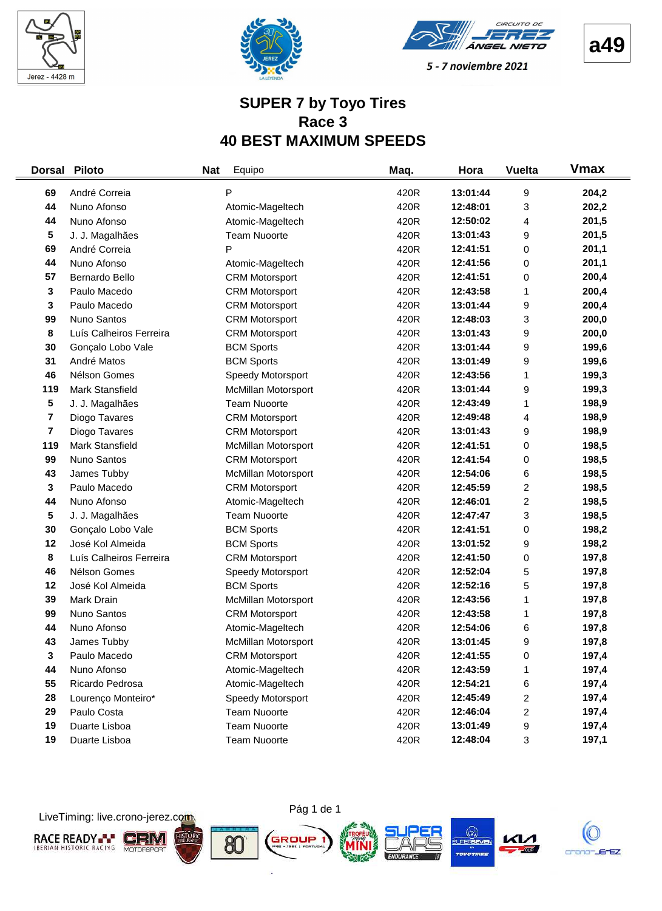Jerez - 4428 m

**a49**

5 - 7 noviembre 2021

# SUPER 7 by Toyo Tires
## Race 3
## 40 BEST MAXIMUM SPEEDS

| Dorsal | Piloto | Nat | Equipo | Maq. | Hora | Vuelta | Vmax |
|---|---|---|---|---|---|---|---|
| 69 | André Correia | | P | 420R | 13:01:44 | 9 | 204,2 |
| 44 | Nuno Afonso | | Atomic-Mageltech | 420R | 12:48:01 | 3 | 202,2 |
| 44 | Nuno Afonso | | Atomic-Mageltech | 420R | 12:50:02 | 4 | 201,5 |
| 5 | J. J. Magalhães | | Team Nuoorte | 420R | 13:01:43 | 9 | 201,5 |
| 69 | André Correia | | P | 420R | 12:41:51 | 0 | 201,1 |
| 44 | Nuno Afonso | | Atomic-Mageltech | 420R | 12:41:56 | 0 | 201,1 |
| 57 | Bernardo Bello | | CRM Motorsport | 420R | 12:41:51 | 0 | 200,4 |
| 3 | Paulo Macedo | | CRM Motorsport | 420R | 12:43:58 | 1 | 200,4 |
| 3 | Paulo Macedo | | CRM Motorsport | 420R | 13:01:44 | 9 | 200,4 |
| 99 | Nuno Santos | | CRM Motorsport | 420R | 12:48:03 | 3 | 200,0 |
| 8 | Luís Calheiros Ferreira | | CRM Motorsport | 420R | 13:01:43 | 9 | 200,0 |
| 30 | Gonçalo Lobo Vale | | BCM Sports | 420R | 13:01:44 | 9 | 199,6 |
| 31 | André Matos | | BCM Sports | 420R | 13:01:49 | 9 | 199,6 |
| 46 | Nélson Gomes | | Speedy Motorsport | 420R | 12:43:56 | 1 | 199,3 |
| 119 | Mark Stansfield | | McMillan Motorsport | 420R | 13:01:44 | 9 | 199,3 |
| 5 | J. J. Magalhães | | Team Nuoorte | 420R | 12:43:49 | 1 | 198,9 |
| 7 | Diogo Tavares | | CRM Motorsport | 420R | 12:49:48 | 4 | 198,9 |
| 7 | Diogo Tavares | | CRM Motorsport | 420R | 13:01:43 | 9 | 198,9 |
| 119 | Mark Stansfield | | McMillan Motorsport | 420R | 12:41:51 | 0 | 198,5 |
| 99 | Nuno Santos | | CRM Motorsport | 420R | 12:41:54 | 0 | 198,5 |
| 43 | James Tubby | | McMillan Motorsport | 420R | 12:54:06 | 6 | 198,5 |
| 3 | Paulo Macedo | | CRM Motorsport | 420R | 12:45:59 | 2 | 198,5 |
| 44 | Nuno Afonso | | Atomic-Mageltech | 420R | 12:46:01 | 2 | 198,5 |
| 5 | J. J. Magalhães | | Team Nuoorte | 420R | 12:47:47 | 3 | 198,5 |
| 30 | Gonçalo Lobo Vale | | BCM Sports | 420R | 12:41:51 | 0 | 198,2 |
| 12 | José Kol Almeida | | BCM Sports | 420R | 13:01:52 | 9 | 198,2 |
| 8 | Luís Calheiros Ferreira | | CRM Motorsport | 420R | 12:41:50 | 0 | 197,8 |
| 46 | Nélson Gomes | | Speedy Motorsport | 420R | 12:52:04 | 5 | 197,8 |
| 12 | José Kol Almeida | | BCM Sports | 420R | 12:52:16 | 5 | 197,8 |
| 39 | Mark Drain | | McMillan Motorsport | 420R | 12:43:56 | 1 | 197,8 |
| 99 | Nuno Santos | | CRM Motorsport | 420R | 12:43:58 | 1 | 197,8 |
| 44 | Nuno Afonso | | Atomic-Mageltech | 420R | 12:54:06 | 6 | 197,8 |
| 43 | James Tubby | | McMillan Motorsport | 420R | 13:01:45 | 9 | 197,8 |
| 3 | Paulo Macedo | | CRM Motorsport | 420R | 12:41:55 | 0 | 197,4 |
| 44 | Nuno Afonso | | Atomic-Mageltech | 420R | 12:43:59 | 1 | 197,4 |
| 55 | Ricardo Pedrosa | | Atomic-Mageltech | 420R | 12:54:21 | 6 | 197,4 |
| 28 | Lourenço Monteiro* | | Speedy Motorsport | 420R | 12:45:49 | 2 | 197,4 |
| 29 | Paulo Costa | | Team Nuoorte | 420R | 12:46:04 | 2 | 197,4 |
| 19 | Duarte Lisboa | | Team Nuoorte | 420R | 13:01:49 | 9 | 197,4 |
| 19 | Duarte Lisboa | | Team Nuoorte | 420R | 12:48:04 | 3 | 197,1 |

LiveTiming: live.crono-jerez.com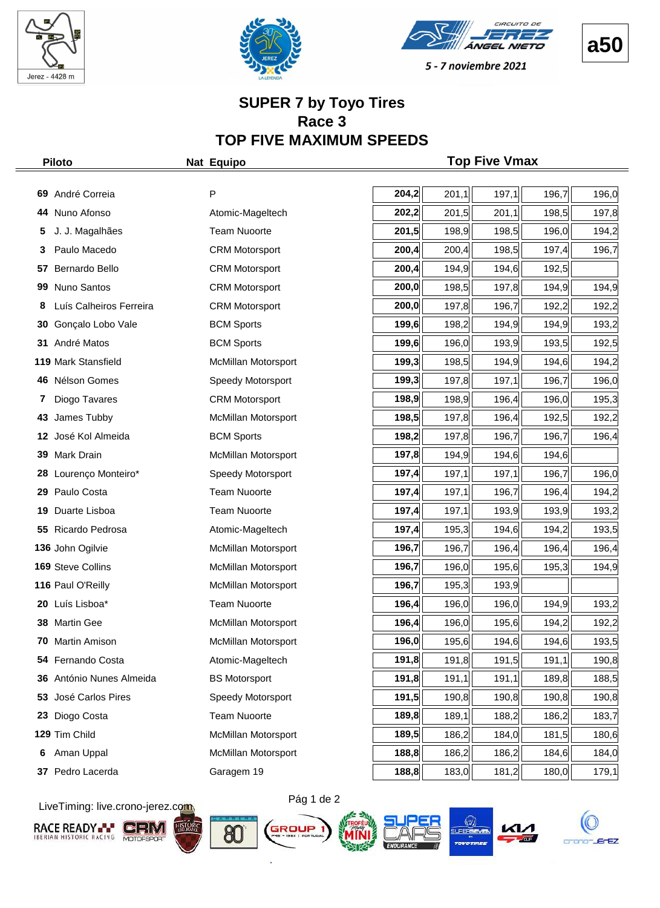Jerez - 4428 m

a50

5 - 7 noviembre 2021

# SUPER 7 by Toyo Tires
## Race 3
## TOP FIVE MAXIMUM SPEEDS

| | Piloto | Nat | Equipo | Top Five Vmax | | | | |
|---|---|---|---|---|---|---|---|---|
| 69 | André Correia | | P | **204,2** | 201,1 | 197,1 | 196,7 | 196,0 |
| 44 | Nuno Afonso | | Atomic-Mageltech | **202,2** | 201,5 | 201,1 | 198,5 | 197,8 |
| 5 | J. J. Magalhães | | Team Nuoorte | **201,5** | 198,9 | 198,5 | 196,0 | 194,2 |
| 3 | Paulo Macedo | | CRM Motorsport | **200,4** | 200,4 | 198,5 | 197,4 | 196,7 |
| 57 | Bernardo Bello | | CRM Motorsport | **200,4** | 194,9 | 194,6 | 192,5 | |
| 99 | Nuno Santos | | CRM Motorsport | **200,0** | 198,5 | 197,8 | 194,9 | 194,9 |
| 8 | Luís Calheiros Ferreira | | CRM Motorsport | **200,0** | 197,8 | 196,7 | 192,2 | 192,2 |
| 30 | Gonçalo Lobo Vale | | BCM Sports | **199,6** | 198,2 | 194,9 | 194,9 | 193,2 |
| 31 | André Matos | | BCM Sports | **199,6** | 196,0 | 193,9 | 193,5 | 192,5 |
| 119 | Mark Stansfield | | McMillan Motorsport | **199,3** | 198,5 | 194,9 | 194,6 | 194,2 |
| 46 | Nélson Gomes | | Speedy Motorsport | **199,3** | 197,8 | 197,1 | 196,7 | 196,0 |
| 7 | Diogo Tavares | | CRM Motorsport | **198,9** | 198,9 | 196,4 | 196,0 | 195,3 |
| 43 | James Tubby | | McMillan Motorsport | **198,5** | 197,8 | 196,4 | 192,5 | 192,2 |
| 12 | José Kol Almeida | | BCM Sports | **198,2** | 197,8 | 196,7 | 196,7 | 196,4 |
| 39 | Mark Drain | | McMillan Motorsport | **197,8** | 194,9 | 194,6 | 194,6 | |
| 28 | Lourenço Monteiro* | | Speedy Motorsport | **197,4** | 197,1 | 197,1 | 196,7 | 196,0 |
| 29 | Paulo Costa | | Team Nuoorte | **197,4** | 197,1 | 196,7 | 196,4 | 194,2 |
| 19 | Duarte Lisboa | | Team Nuoorte | **197,4** | 197,1 | 193,9 | 193,9 | 193,2 |
| 55 | Ricardo Pedrosa | | Atomic-Mageltech | **197,4** | 195,3 | 194,6 | 194,2 | 193,5 |
| 136 | John Ogilvie | | McMillan Motorsport | **196,7** | 196,7 | 196,4 | 196,4 | 196,4 |
| 169 | Steve Collins | | McMillan Motorsport | **196,7** | 196,0 | 195,6 | 195,3 | 194,9 |
| 116 | Paul O'Reilly | | McMillan Motorsport | **196,7** | 195,3 | 193,9 | | |
| 20 | Luís Lisboa* | | Team Nuoorte | **196,4** | 196,0 | 196,0 | 194,9 | 193,2 |
| 38 | Martin Gee | | McMillan Motorsport | **196,4** | 196,0 | 195,6 | 194,2 | 192,2 |
| 70 | Martin Amison | | McMillan Motorsport | **196,0** | 195,6 | 194,6 | 194,6 | 193,5 |
| 54 | Fernando Costa | | Atomic-Mageltech | **191,8** | 191,8 | 191,5 | 191,1 | 190,8 |
| 36 | António Nunes Almeida | | BS Motorsport | **191,8** | 191,1 | 191,1 | 189,8 | 188,5 |
| 53 | José Carlos Pires | | Speedy Motorsport | **191,5** | 190,8 | 190,8 | 190,8 | 190,8 |
| 23 | Diogo Costa | | Team Nuoorte | **189,8** | 189,1 | 188,2 | 186,2 | 183,7 |
| 129 | Tim Child | | McMillan Motorsport | **189,5** | 186,2 | 184,0 | 181,5 | 180,6 |
| 6 | Aman Uppal | | McMillan Motorsport | **188,8** | 186,2 | 186,2 | 184,6 | 184,0 |
| 37 | Pedro Lacerda | | Garagem 19 | **188,8** | 183,0 | 181,2 | 180,0 | 179,1 |

LiveTiming: live.crono-jerez.com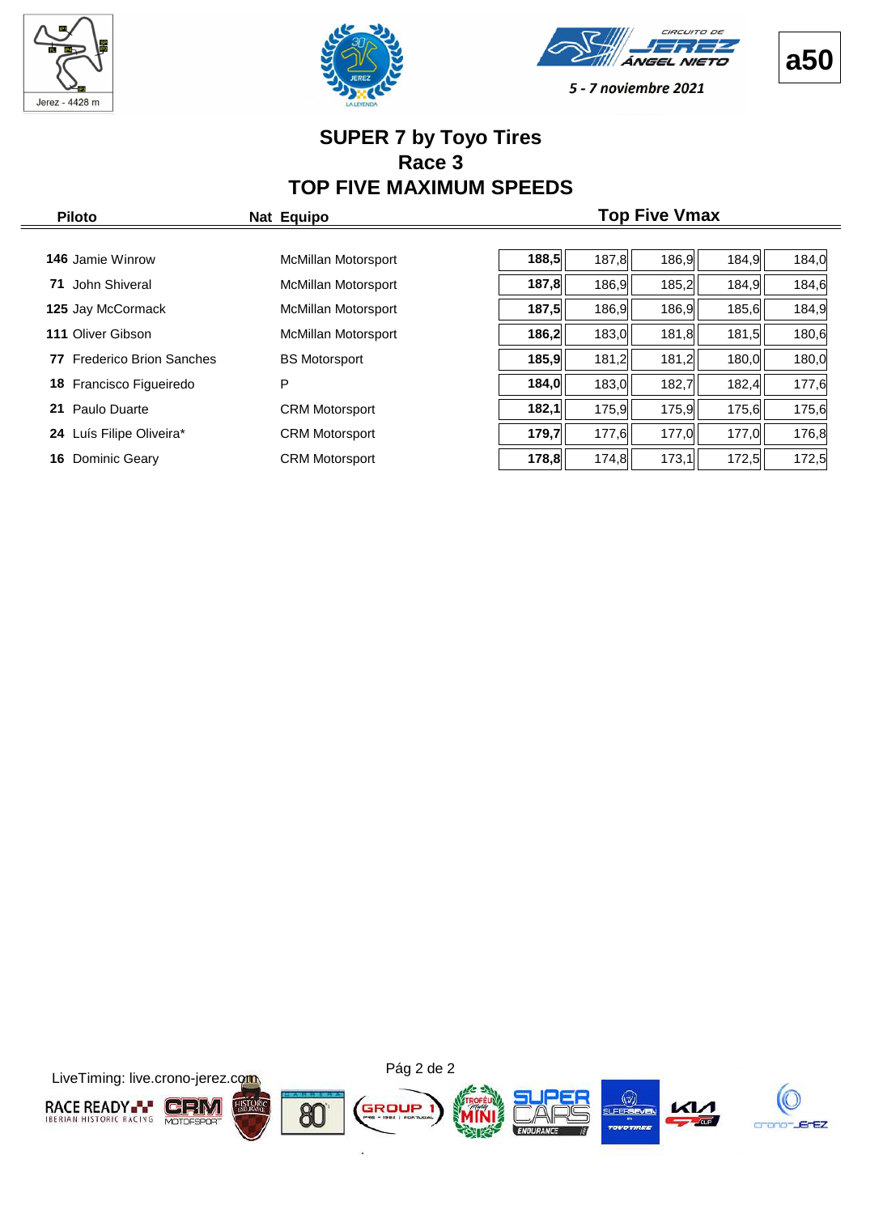a50

5 - 7 noviembre 2021

# SUPER 7 by Toyo Tires
## Race 3
## TOP FIVE MAXIMUM SPEEDS

| Piloto | Nat | Equipo | Top Five Vmax | | | | |
|---|---|---|---|---|---|---|---|
| **146** Jamie Winrow | | McMillan Motorsport | **188,5** | 187,8 | 186,9 | 184,9 | 184,0 |
| **71** John Shiveral | | McMillan Motorsport | **187,8** | 186,9 | 185,2 | 184,9 | 184,6 |
| **125** Jay McCormack | | McMillan Motorsport | **187,5** | 186,9 | 186,9 | 185,6 | 184,9 |
| **111** Oliver Gibson | | McMillan Motorsport | **186,2** | 183,0 | 181,8 | 181,5 | 180,6 |
| **77** Frederico Brion Sanches | | BS Motorsport | **185,9** | 181,2 | 181,2 | 180,0 | 180,0 |
| **18** Francisco Figueiredo | | P | **184,0** | 183,0 | 182,7 | 182,4 | 177,6 |
| **21** Paulo Duarte | | CRM Motorsport | **182,1** | 175,9 | 175,9 | 175,6 | 175,6 |
| **24** Luís Filipe Oliveira* | | CRM Motorsport | **179,7** | 177,6 | 177,0 | 177,0 | 176,8 |
| **16** Dominic Geary | | CRM Motorsport | **178,8** | 174,8 | 173,1 | 172,5 | 172,5 |

LiveTiming: live.crono-jerez.com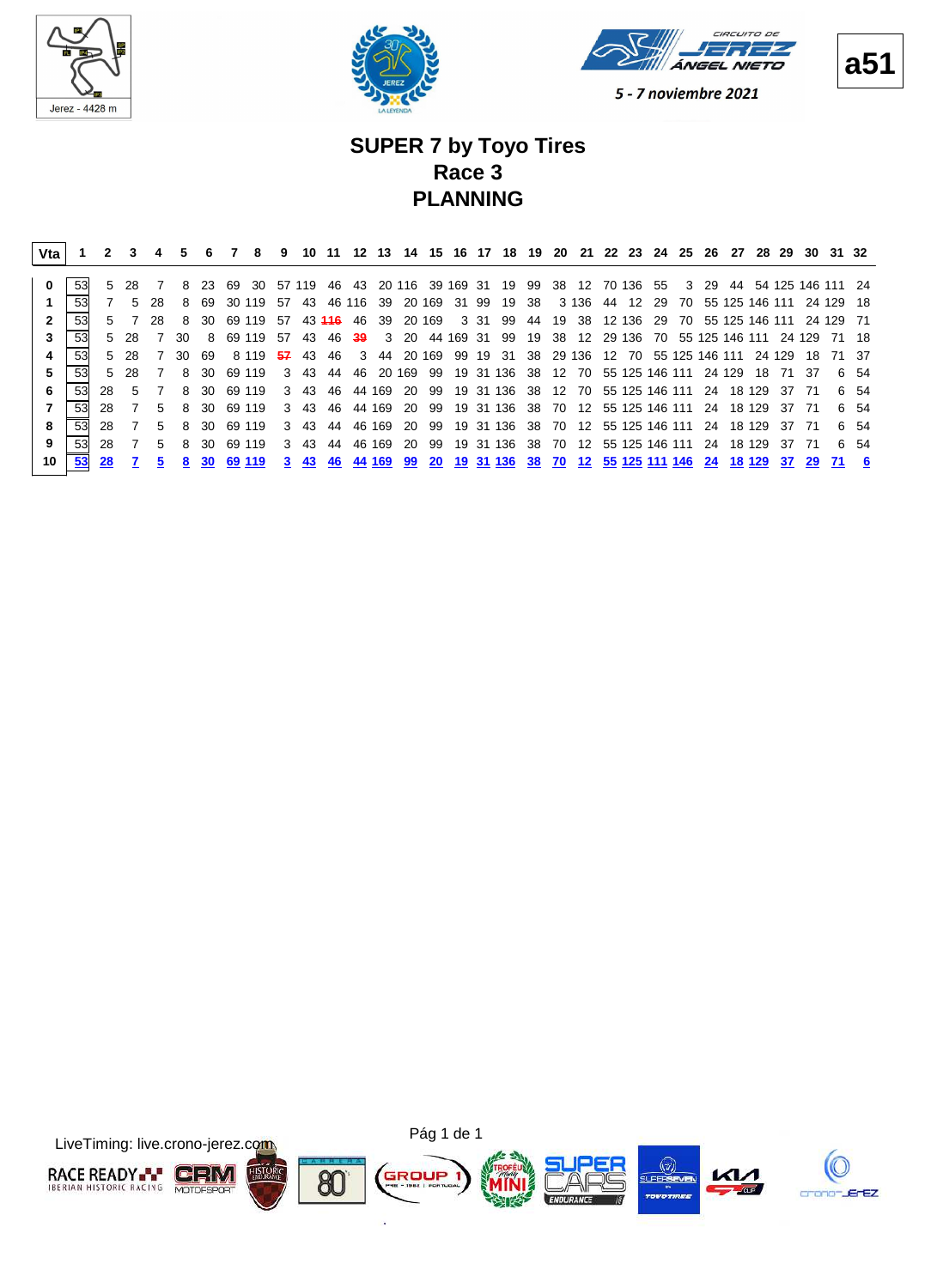5 - 7 noviembre 2021

a51

# SUPER 7 by Toyo Tires
## Race 3
## PLANNING

| Vta | 1 | 2 | 3 | 4 | 5 | 6 | 7 | 8 | 9 | 10 | 11 | 12 | 13 | 14 | 15 | 16 | 17 | 18 | 19 | 20 | 21 | 22 | 23 | 24 | 25 | 26 | 27 | 28 | 29 | 30 | 31 | 32 |
|---|---|---|---|---|---|---|---|---|---|---|---|---|---|---|---|---|---|---|---|---|---|---|---|---|---|---|---|---|---|---|---|---|
| 0 | 53 | 5 | 28 | 7 | 8 | 23 | 69 | 30 | 57 | 119 | 46 | 43 | 20 | 116 | 39 | 169 | 31 | 19 | 99 | 38 | 12 | 70 | 136 | 55 | 3 | 29 | 44 | 54 | 125 | 146 | 111 | 24 |
| 1 | 53 | 7 | 5 | 28 | 8 | 69 | 30 | 119 | 57 | 43 | 46 | 116 | 39 | 20 | 169 | 31 | 99 | 19 | 38 | 3 | 136 | 44 | 12 | 29 | 70 | 55 | 125 | 146 | 111 | 24 | 129 | 18 |
| 2 | 53 | 5 | 7 | 28 | 8 | 30 | 69 | 119 | 57 | 43 | 116 | 46 | 39 | 20 | 169 | 3 | 31 | 99 | 44 | 19 | 38 | 12 | 136 | 29 | 70 | 55 | 125 | 146 | 111 | 24 | 129 | 71 |
| 3 | 53 | 5 | 28 | 7 | 30 | 8 | 69 | 119 | 57 | 43 | 46 | 39 | 3 | 20 | 44 | 169 | 31 | 99 | 19 | 38 | 12 | 29 | 136 | 70 | 55 | 125 | 146 | 111 | 24 | 129 | 71 | 18 |
| 4 | 53 | 5 | 28 | 7 | 30 | 69 | 8 | 119 | 57 | 43 | 46 | 3 | 44 | 20 | 169 | 99 | 19 | 31 | 38 | 29 | 136 | 12 | 70 | 55 | 125 | 146 | 111 | 24 | 129 | 18 | 71 | 37 |
| 5 | 53 | 5 | 28 | 7 | 8 | 30 | 69 | 119 | 3 | 43 | 44 | 46 | 20 | 169 | 99 | 19 | 31 | 136 | 38 | 12 | 70 | 55 | 125 | 146 | 111 | 24 | 129 | 18 | 71 | 37 | 6 | 54 |
| 6 | 53 | 28 | 5 | 7 | 8 | 30 | 69 | 119 | 3 | 43 | 46 | 44 | 169 | 20 | 99 | 19 | 31 | 136 | 38 | 12 | 70 | 55 | 125 | 146 | 111 | 24 | 18 | 129 | 37 | 71 | 6 | 54 |
| 7 | 53 | 28 | 7 | 5 | 8 | 30 | 69 | 119 | 3 | 43 | 46 | 44 | 169 | 20 | 99 | 19 | 31 | 136 | 38 | 70 | 12 | 55 | 125 | 146 | 111 | 24 | 18 | 129 | 37 | 71 | 6 | 54 |
| 8 | 53 | 28 | 7 | 5 | 8 | 30 | 69 | 119 | 3 | 43 | 44 | 46 | 169 | 20 | 99 | 19 | 31 | 136 | 38 | 70 | 12 | 55 | 125 | 146 | 111 | 24 | 18 | 129 | 37 | 71 | 6 | 54 |
| 9 | 53 | 28 | 7 | 5 | 8 | 30 | 69 | 119 | 3 | 43 | 44 | 46 | 169 | 20 | 99 | 19 | 31 | 136 | 38 | 70 | 12 | 55 | 125 | 146 | 111 | 24 | 18 | 129 | 37 | 71 | 6 | 54 |
| 10 | 53 | 28 | 7 | 5 | 8 | 30 | 69 | 119 | 3 | 43 | 46 | 44 | 169 | 99 | 20 | 19 | 31 | 136 | 38 | 70 | 12 | 55 | 125 | 111 | 146 | 24 | 18 | 129 | 37 | 29 | 71 | 6 |

LiveTiming: live.crono-jerez.com